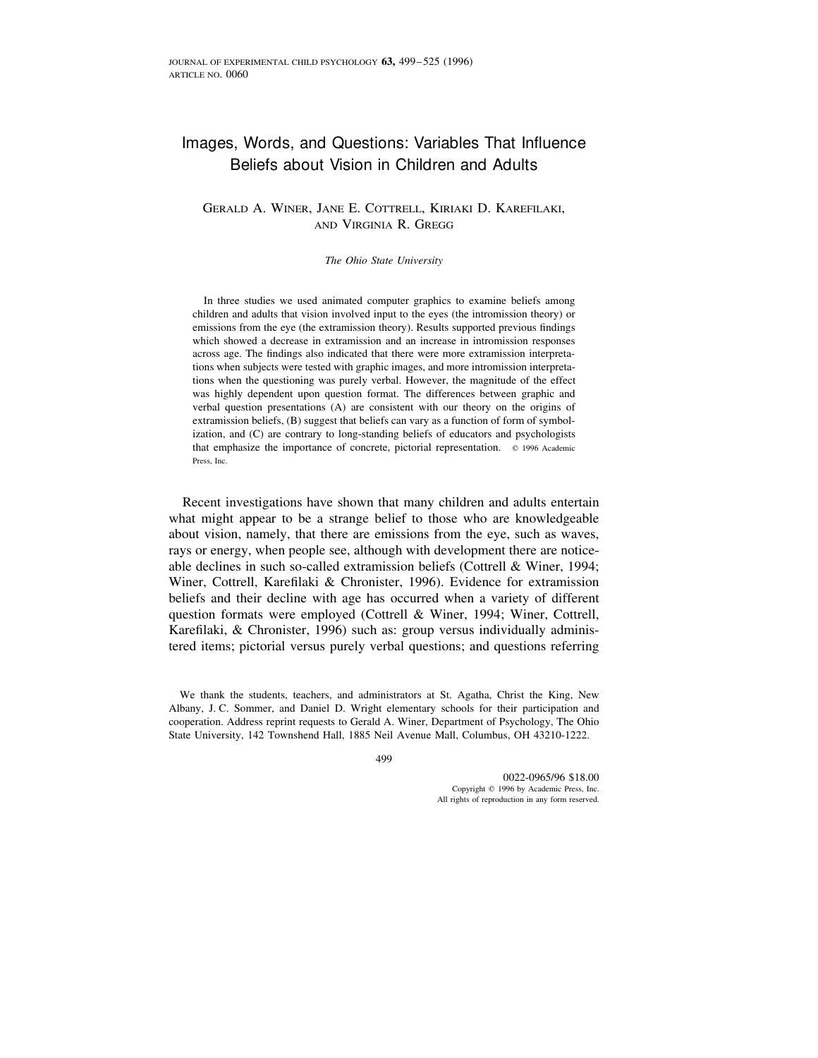# Images, Words, and Questions: Variables That Influence Beliefs about Vision in Children and Adults

GERALD A. WINER, JANE E. COTTRELL, KIRIAKI D. KAREFILAKI, AND VIRGINIA R. GREGG

*The Ohio State University*

In three studies we used animated computer graphics to examine beliefs among children and adults that vision involved input to the eyes (the intromission theory) or emissions from the eye (the extramission theory). Results supported previous findings which showed a decrease in extramission and an increase in intromission responses across age. The findings also indicated that there were more extramission interpretations when subjects were tested with graphic images, and more intromission interpretations when the questioning was purely verbal. However, the magnitude of the effect was highly dependent upon question format. The differences between graphic and verbal question presentations (A) are consistent with our theory on the origins of extramission beliefs, (B) suggest that beliefs can vary as a function of form of symbolization, and (C) are contrary to long-standing beliefs of educators and psychologists that emphasize the importance of concrete, pictorial representation. © 1996 Academic Press, Inc.

Recent investigations have shown that many children and adults entertain what might appear to be a strange belief to those who are knowledgeable about vision, namely, that there are emissions from the eye, such as waves, rays or energy, when people see, although with development there are noticeable declines in such so-called extramission beliefs (Cottrell & Winer, 1994; Winer, Cottrell, Karefilaki & Chronister, 1996). Evidence for extramission beliefs and their decline with age has occurred when a variety of different question formats were employed (Cottrell & Winer, 1994; Winer, Cottrell, Karefilaki, & Chronister, 1996) such as: group versus individually administered items; pictorial versus purely verbal questions; and questions referring

We thank the students, teachers, and administrators at St. Agatha, Christ the King, New Albany, J. C. Sommer, and Daniel D. Wright elementary schools for their participation and cooperation. Address reprint requests to Gerald A. Winer, Department of Psychology, The Ohio State University, 142 Townshend Hall, 1885 Neil Avenue Mall, Columbus, OH 43210-1222.

0022-0965/96 $18.00
Copyright © 1996 by Academic Press, Inc.
All rights of reproduction in any form reserved.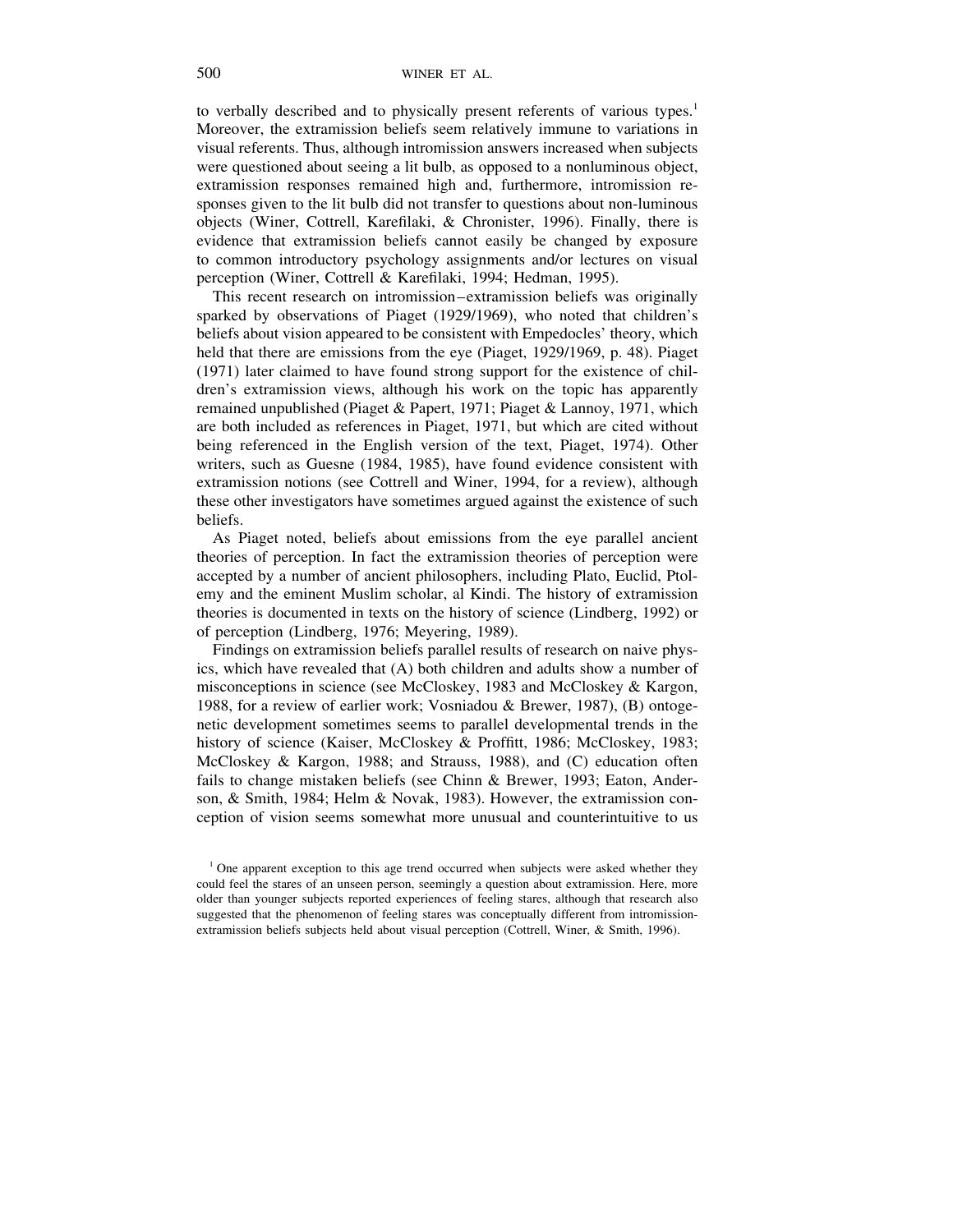to verbally described and to physically present referents of various types.[1] Moreover, the extramission beliefs seem relatively immune to variations in visual referents. Thus, although intromission answers increased when subjects were questioned about seeing a lit bulb, as opposed to a nonluminous object, extramission responses remained high and, furthermore, intromission responses given to the lit bulb did not transfer to questions about non-luminous objects (Winer, Cottrell, Karefilaki, & Chronister, 1996). Finally, there is evidence that extramission beliefs cannot easily be changed by exposure to common introductory psychology assignments and/or lectures on visual perception (Winer, Cottrell & Karefilaki, 1994; Hedman, 1995).

This recent research on intromission–extramission beliefs was originally sparked by observations of Piaget (1929/1969), who noted that children's beliefs about vision appeared to be consistent with Empedocles' theory, which held that there are emissions from the eye (Piaget, 1929/1969, p. 48). Piaget (1971) later claimed to have found strong support for the existence of children's extramission views, although his work on the topic has apparently remained unpublished (Piaget & Papert, 1971; Piaget & Lannoy, 1971, which are both included as references in Piaget, 1971, but which are cited without being referenced in the English version of the text, Piaget, 1974). Other writers, such as Guesne (1984, 1985), have found evidence consistent with extramission notions (see Cottrell and Winer, 1994, for a review), although these other investigators have sometimes argued against the existence of such beliefs.

As Piaget noted, beliefs about emissions from the eye parallel ancient theories of perception. In fact the extramission theories of perception were accepted by a number of ancient philosophers, including Plato, Euclid, Ptolemy and the eminent Muslim scholar, al Kindi. The history of extramission theories is documented in texts on the history of science (Lindberg, 1992) or of perception (Lindberg, 1976; Meyering, 1989).

Findings on extramission beliefs parallel results of research on naive physics, which have revealed that (A) both children and adults show a number of misconceptions in science (see McCloskey, 1983 and McCloskey & Kargon, 1988, for a review of earlier work; Vosniadou & Brewer, 1987), (B) ontogenetic development sometimes seems to parallel developmental trends in the history of science (Kaiser, McCloskey & Proffitt, 1986; McCloskey, 1983; McCloskey & Kargon, 1988; and Strauss, 1988), and (C) education often fails to change mistaken beliefs (see Chinn & Brewer, 1993; Eaton, Anderson, & Smith, 1984; Helm & Novak, 1983). However, the extramission conception of vision seems somewhat more unusual and counterintuitive to us

[1] One apparent exception to this age trend occurred when subjects were asked whether they could feel the stares of an unseen person, seemingly a question about extramission. Here, more older than younger subjects reported experiences of feeling stares, although that research also suggested that the phenomenon of feeling stares was conceptually different from intromission-extramission beliefs subjects held about visual perception (Cottrell, Winer, & Smith, 1996).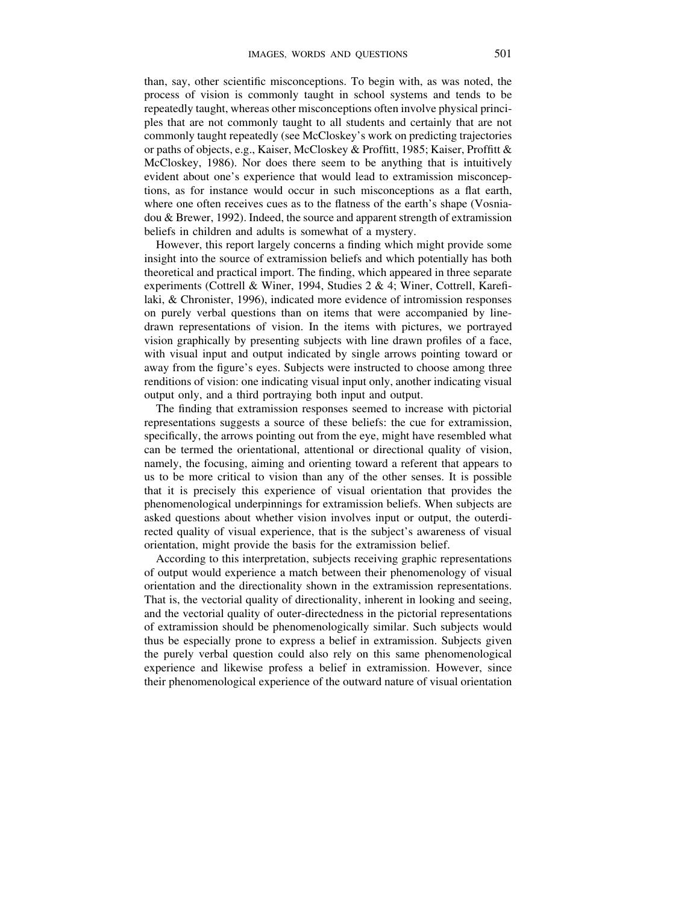than, say, other scientific misconceptions. To begin with, as was noted, the process of vision is commonly taught in school systems and tends to be repeatedly taught, whereas other misconceptions often involve physical principles that are not commonly taught to all students and certainly that are not commonly taught repeatedly (see McCloskey's work on predicting trajectories or paths of objects, e.g., Kaiser, McCloskey & Proffitt, 1985; Kaiser, Proffitt & McCloskey, 1986). Nor does there seem to be anything that is intuitively evident about one's experience that would lead to extramission misconceptions, as for instance would occur in such misconceptions as a flat earth, where one often receives cues as to the flatness of the earth's shape (Vosniadou & Brewer, 1992). Indeed, the source and apparent strength of extramission beliefs in children and adults is somewhat of a mystery.

However, this report largely concerns a finding which might provide some insight into the source of extramission beliefs and which potentially has both theoretical and practical import. The finding, which appeared in three separate experiments (Cottrell & Winer, 1994, Studies 2 & 4; Winer, Cottrell, Karefilaki, & Chronister, 1996), indicated more evidence of intromission responses on purely verbal questions than on items that were accompanied by line-drawn representations of vision. In the items with pictures, we portrayed vision graphically by presenting subjects with line drawn profiles of a face, with visual input and output indicated by single arrows pointing toward or away from the figure's eyes. Subjects were instructed to choose among three renditions of vision: one indicating visual input only, another indicating visual output only, and a third portraying both input and output.

The finding that extramission responses seemed to increase with pictorial representations suggests a source of these beliefs: the cue for extramission, specifically, the arrows pointing out from the eye, might have resembled what can be termed the orientational, attentional or directional quality of vision, namely, the focusing, aiming and orienting toward a referent that appears to us to be more critical to vision than any of the other senses. It is possible that it is precisely this experience of visual orientation that provides the phenomenological underpinnings for extramission beliefs. When subjects are asked questions about whether vision involves input or output, the outerdirected quality of visual experience, that is the subject's awareness of visual orientation, might provide the basis for the extramission belief.

According to this interpretation, subjects receiving graphic representations of output would experience a match between their phenomenology of visual orientation and the directionality shown in the extramission representations. That is, the vectorial quality of directionality, inherent in looking and seeing, and the vectorial quality of outer-directedness in the pictorial representations of extramission should be phenomenologically similar. Such subjects would thus be especially prone to express a belief in extramission. Subjects given the purely verbal question could also rely on this same phenomenological experience and likewise profess a belief in extramission. However, since their phenomenological experience of the outward nature of visual orientation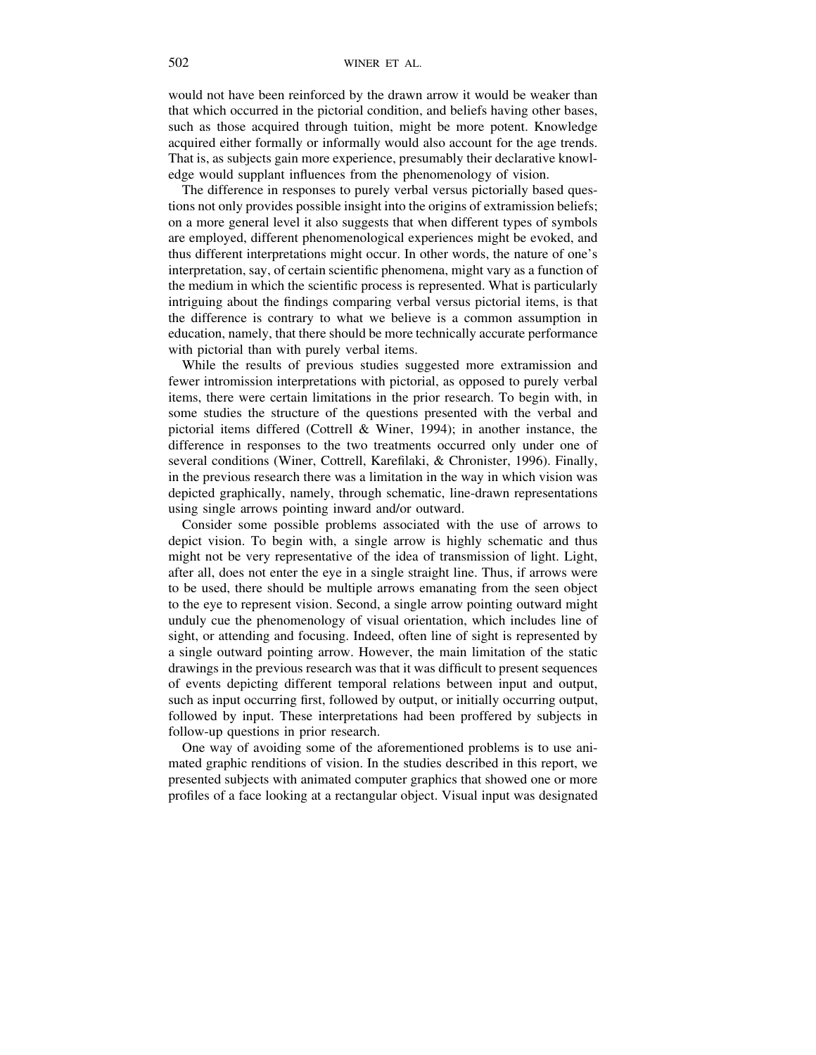would not have been reinforced by the drawn arrow it would be weaker than that which occurred in the pictorial condition, and beliefs having other bases, such as those acquired through tuition, might be more potent. Knowledge acquired either formally or informally would also account for the age trends. That is, as subjects gain more experience, presumably their declarative knowledge would supplant influences from the phenomenology of vision.

The difference in responses to purely verbal versus pictorially based questions not only provides possible insight into the origins of extramission beliefs; on a more general level it also suggests that when different types of symbols are employed, different phenomenological experiences might be evoked, and thus different interpretations might occur. In other words, the nature of one's interpretation, say, of certain scientific phenomena, might vary as a function of the medium in which the scientific process is represented. What is particularly intriguing about the findings comparing verbal versus pictorial items, is that the difference is contrary to what we believe is a common assumption in education, namely, that there should be more technically accurate performance with pictorial than with purely verbal items.

While the results of previous studies suggested more extramission and fewer intromission interpretations with pictorial, as opposed to purely verbal items, there were certain limitations in the prior research. To begin with, in some studies the structure of the questions presented with the verbal and pictorial items differed (Cottrell & Winer, 1994); in another instance, the difference in responses to the two treatments occurred only under one of several conditions (Winer, Cottrell, Karefilaki, & Chronister, 1996). Finally, in the previous research there was a limitation in the way in which vision was depicted graphically, namely, through schematic, line-drawn representations using single arrows pointing inward and/or outward.

Consider some possible problems associated with the use of arrows to depict vision. To begin with, a single arrow is highly schematic and thus might not be very representative of the idea of transmission of light. Light, after all, does not enter the eye in a single straight line. Thus, if arrows were to be used, there should be multiple arrows emanating from the seen object to the eye to represent vision. Second, a single arrow pointing outward might unduly cue the phenomenology of visual orientation, which includes line of sight, or attending and focusing. Indeed, often line of sight is represented by a single outward pointing arrow. However, the main limitation of the static drawings in the previous research was that it was difficult to present sequences of events depicting different temporal relations between input and output, such as input occurring first, followed by output, or initially occurring output, followed by input. These interpretations had been proffered by subjects in follow-up questions in prior research.

One way of avoiding some of the aforementioned problems is to use animated graphic renditions of vision. In the studies described in this report, we presented subjects with animated computer graphics that showed one or more profiles of a face looking at a rectangular object. Visual input was designated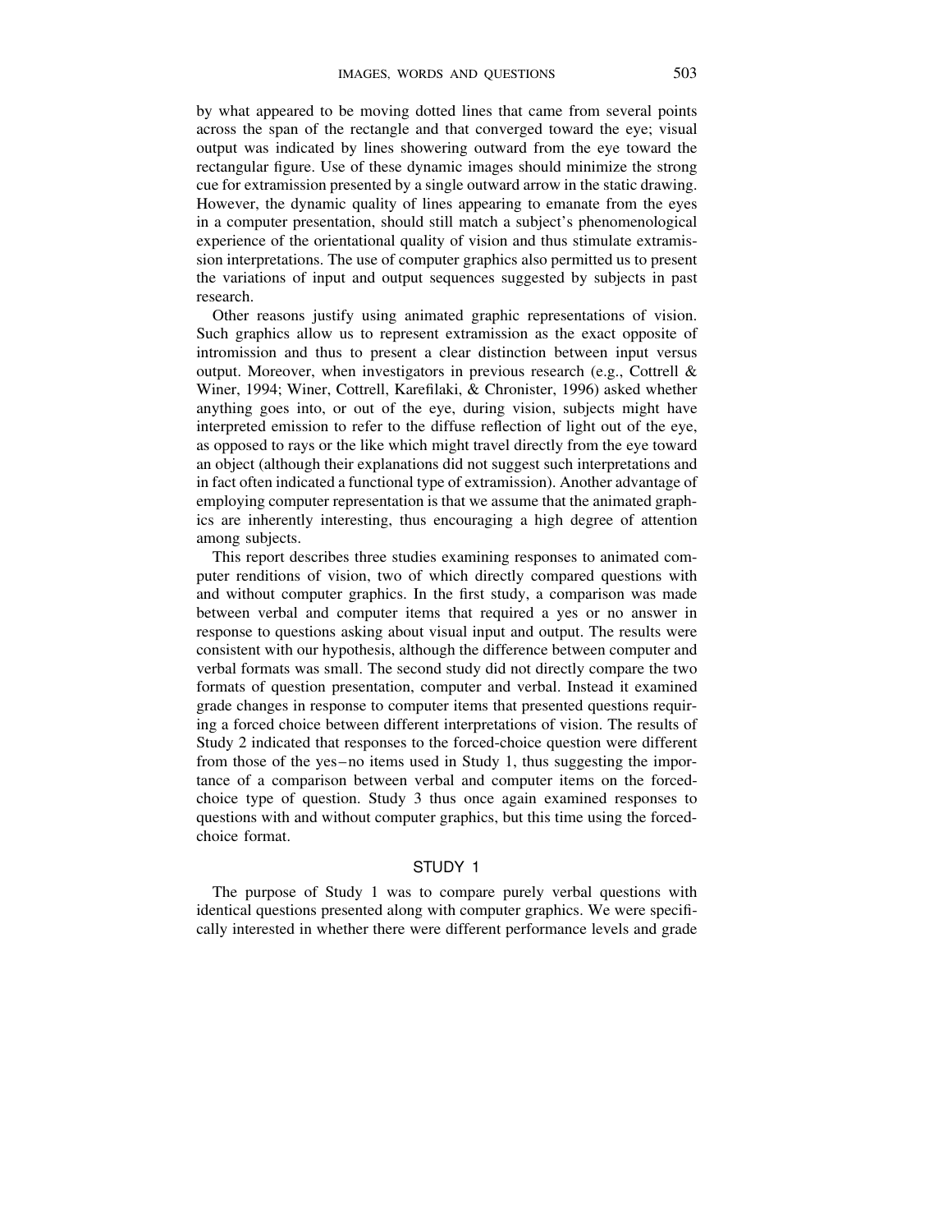by what appeared to be moving dotted lines that came from several points across the span of the rectangle and that converged toward the eye; visual output was indicated by lines showering outward from the eye toward the rectangular figure. Use of these dynamic images should minimize the strong cue for extramission presented by a single outward arrow in the static drawing. However, the dynamic quality of lines appearing to emanate from the eyes in a computer presentation, should still match a subject's phenomenological experience of the orientational quality of vision and thus stimulate extramission interpretations. The use of computer graphics also permitted us to present the variations of input and output sequences suggested by subjects in past research.

Other reasons justify using animated graphic representations of vision. Such graphics allow us to represent extramission as the exact opposite of intromission and thus to present a clear distinction between input versus output. Moreover, when investigators in previous research (e.g., Cottrell & Winer, 1994; Winer, Cottrell, Karefilaki, & Chronister, 1996) asked whether anything goes into, or out of the eye, during vision, subjects might have interpreted emission to refer to the diffuse reflection of light out of the eye, as opposed to rays or the like which might travel directly from the eye toward an object (although their explanations did not suggest such interpretations and in fact often indicated a functional type of extramission). Another advantage of employing computer representation is that we assume that the animated graphics are inherently interesting, thus encouraging a high degree of attention among subjects.

This report describes three studies examining responses to animated computer renditions of vision, two of which directly compared questions with and without computer graphics. In the first study, a comparison was made between verbal and computer items that required a yes or no answer in response to questions asking about visual input and output. The results were consistent with our hypothesis, although the difference between computer and verbal formats was small. The second study did not directly compare the two formats of question presentation, computer and verbal. Instead it examined grade changes in response to computer items that presented questions requiring a forced choice between different interpretations of vision. The results of Study 2 indicated that responses to the forced-choice question were different from those of the yes–no items used in Study 1, thus suggesting the importance of a comparison between verbal and computer items on the forced-choice type of question. Study 3 thus once again examined responses to questions with and without computer graphics, but this time using the forced-choice format.

## STUDY 1

The purpose of Study 1 was to compare purely verbal questions with identical questions presented along with computer graphics. We were specifically interested in whether there were different performance levels and grade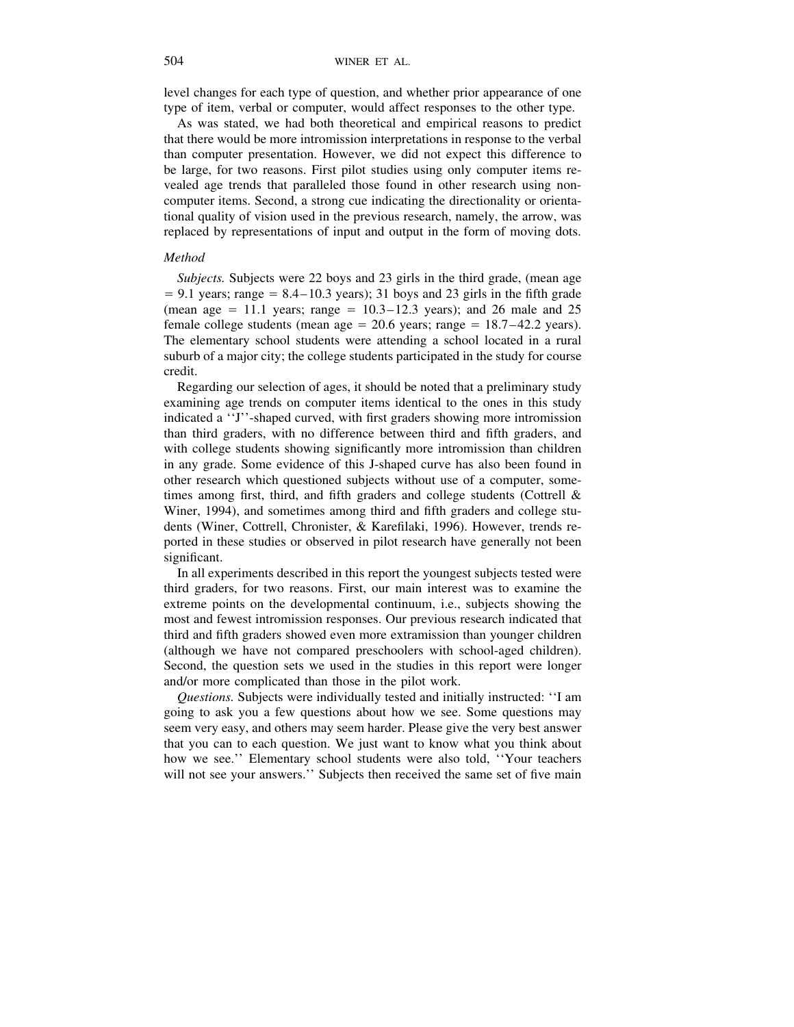level changes for each type of question, and whether prior appearance of one type of item, verbal or computer, would affect responses to the other type.

As was stated, we had both theoretical and empirical reasons to predict that there would be more intromission interpretations in response to the verbal than computer presentation. However, we did not expect this difference to be large, for two reasons. First pilot studies using only computer items revealed age trends that paralleled those found in other research using noncomputer items. Second, a strong cue indicating the directionality or orientational quality of vision used in the previous research, namely, the arrow, was replaced by representations of input and output in the form of moving dots.

### *Method*

*Subjects.* Subjects were 22 boys and 23 girls in the third grade, (mean age = 9.1 years; range = 8.4–10.3 years); 31 boys and 23 girls in the fifth grade (mean age = 11.1 years; range = 10.3–12.3 years); and 26 male and 25 female college students (mean age = 20.6 years; range = 18.7–42.2 years). The elementary school students were attending a school located in a rural suburb of a major city; the college students participated in the study for course credit.

Regarding our selection of ages, it should be noted that a preliminary study examining age trends on computer items identical to the ones in this study indicated a ''J''-shaped curved, with first graders showing more intromission than third graders, with no difference between third and fifth graders, and with college students showing significantly more intromission than children in any grade. Some evidence of this J-shaped curve has also been found in other research which questioned subjects without use of a computer, sometimes among first, third, and fifth graders and college students (Cottrell & Winer, 1994), and sometimes among third and fifth graders and college students (Winer, Cottrell, Chronister, & Karefilaki, 1996). However, trends reported in these studies or observed in pilot research have generally not been significant.

In all experiments described in this report the youngest subjects tested were third graders, for two reasons. First, our main interest was to examine the extreme points on the developmental continuum, i.e., subjects showing the most and fewest intromission responses. Our previous research indicated that third and fifth graders showed even more extramission than younger children (although we have not compared preschoolers with school-aged children). Second, the question sets we used in the studies in this report were longer and/or more complicated than those in the pilot work.

*Questions.* Subjects were individually tested and initially instructed: ''I am going to ask you a few questions about how we see. Some questions may seem very easy, and others may seem harder. Please give the very best answer that you can to each question. We just want to know what you think about how we see.'' Elementary school students were also told, ''Your teachers will not see your answers.'' Subjects then received the same set of five main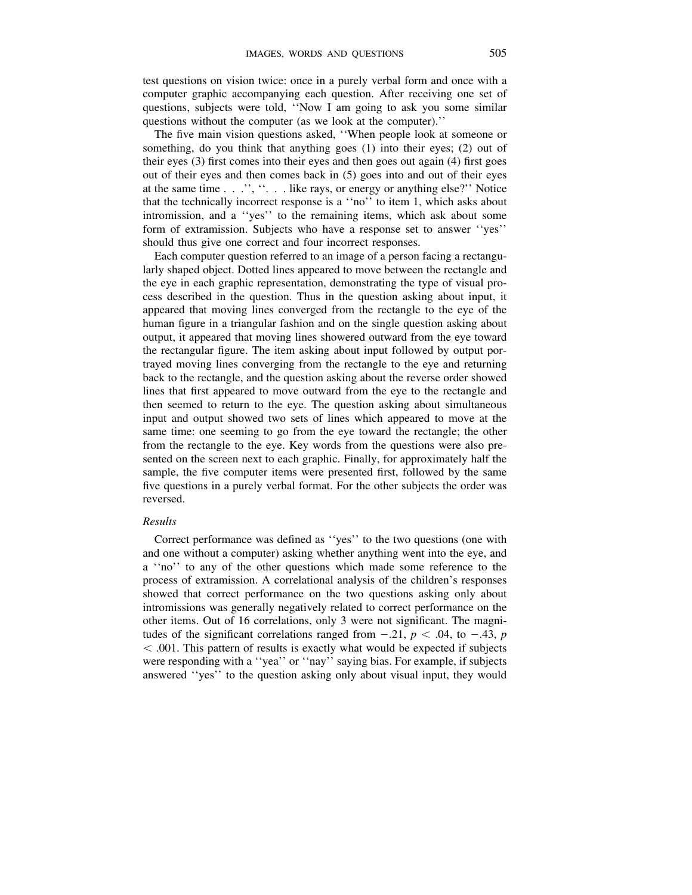test questions on vision twice: once in a purely verbal form and once with a computer graphic accompanying each question. After receiving one set of questions, subjects were told, ''Now I am going to ask you some similar questions without the computer (as we look at the computer).''

The five main vision questions asked, ''When people look at someone or something, do you think that anything goes (1) into their eyes; (2) out of their eyes (3) first comes into their eyes and then goes out again (4) first goes out of their eyes and then comes back in (5) goes into and out of their eyes at the same time . . .'', ''. . . like rays, or energy or anything else?'' Notice that the technically incorrect response is a ''no'' to item 1, which asks about intromission, and a ''yes'' to the remaining items, which ask about some form of extramission. Subjects who have a response set to answer ''yes'' should thus give one correct and four incorrect responses.

Each computer question referred to an image of a person facing a rectangularly shaped object. Dotted lines appeared to move between the rectangle and the eye in each graphic representation, demonstrating the type of visual process described in the question. Thus in the question asking about input, it appeared that moving lines converged from the rectangle to the eye of the human figure in a triangular fashion and on the single question asking about output, it appeared that moving lines showered outward from the eye toward the rectangular figure. The item asking about input followed by output portrayed moving lines converging from the rectangle to the eye and returning back to the rectangle, and the question asking about the reverse order showed lines that first appeared to move outward from the eye to the rectangle and then seemed to return to the eye. The question asking about simultaneous input and output showed two sets of lines which appeared to move at the same time: one seeming to go from the eye toward the rectangle; the other from the rectangle to the eye. Key words from the questions were also presented on the screen next to each graphic. Finally, for approximately half the sample, the five computer items were presented first, followed by the same five questions in a purely verbal format. For the other subjects the order was reversed.

### *Results*

Correct performance was defined as ''yes'' to the two questions (one with and one without a computer) asking whether anything went into the eye, and a ''no'' to any of the other questions which made some reference to the process of extramission. A correlational analysis of the children's responses showed that correct performance on the two questions asking only about intromissions was generally negatively related to correct performance on the other items. Out of 16 correlations, only 3 were not significant. The magnitudes of the significant correlations ranged from $-.21$, $p < .04$, to $-.43$, $p < .001$. This pattern of results is exactly what would be expected if subjects were responding with a ''yea'' or ''nay'' saying bias. For example, if subjects answered ''yes'' to the question asking only about visual input, they would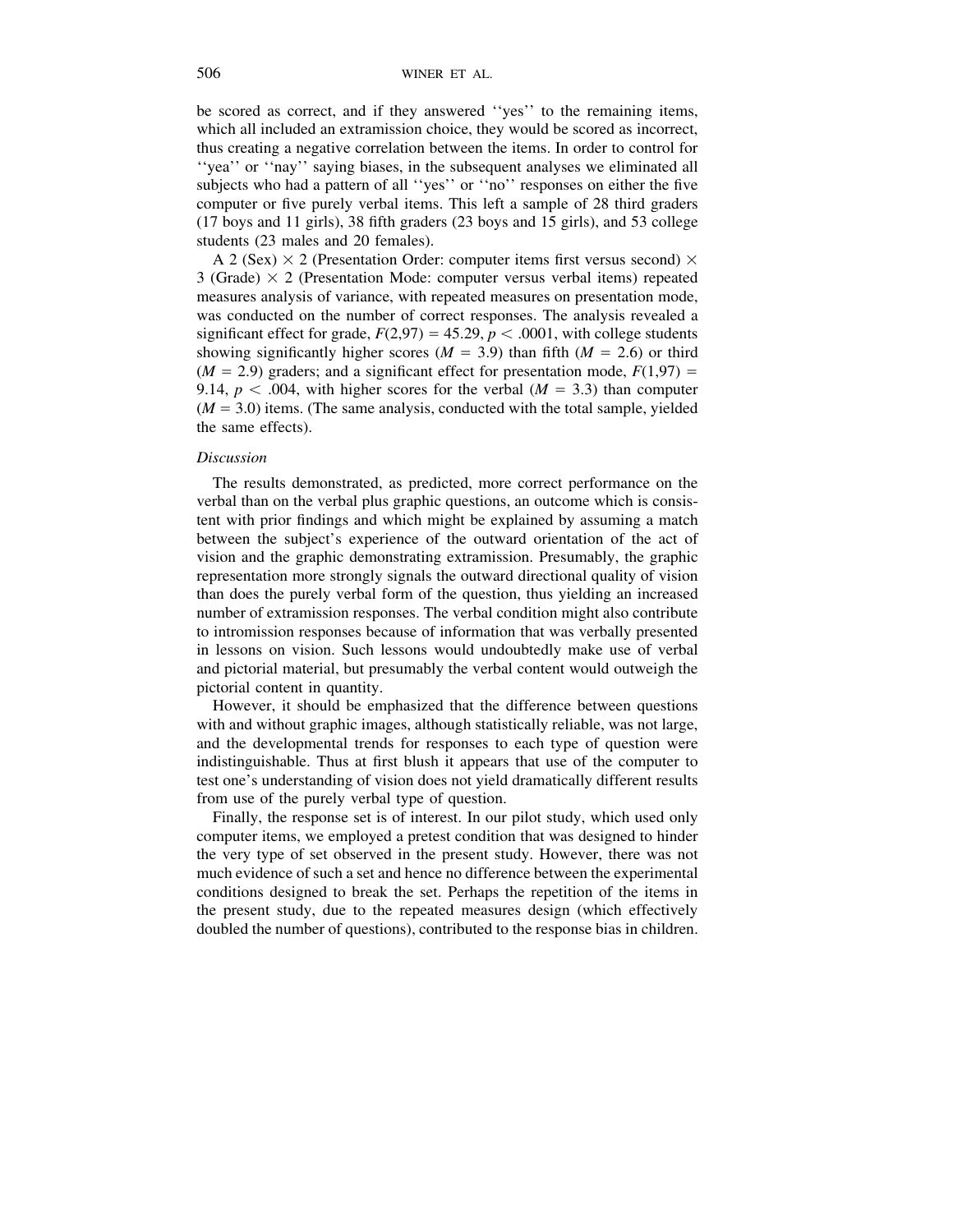be scored as correct, and if they answered ''yes'' to the remaining items, which all included an extramission choice, they would be scored as incorrect, thus creating a negative correlation between the items. In order to control for ''yea'' or ''nay'' saying biases, in the subsequent analyses we eliminated all subjects who had a pattern of all ''yes'' or ''no'' responses on either the five computer or five purely verbal items. This left a sample of 28 third graders (17 boys and 11 girls), 38 fifth graders (23 boys and 15 girls), and 53 college students (23 males and 20 females).

A 2 (Sex) $\times$ 2 (Presentation Order: computer items first versus second) $\times$ 3 (Grade) $\times$ 2 (Presentation Mode: computer versus verbal items) repeated measures analysis of variance, with repeated measures on presentation mode, was conducted on the number of correct responses. The analysis revealed a significant effect for grade, $F(2,97) = 45.29$, $p < .0001$, with college students showing significantly higher scores ($M = 3.9$) than fifth ($M = 2.6$) or third ($M = 2.9$) graders; and a significant effect for presentation mode, $F(1,97) = 9.14$, $p < .004$, with higher scores for the verbal ($M = 3.3$) than computer ($M = 3.0$) items. (The same analysis, conducted with the total sample, yielded the same effects).

*Discussion*

The results demonstrated, as predicted, more correct performance on the verbal than on the verbal plus graphic questions, an outcome which is consistent with prior findings and which might be explained by assuming a match between the subject's experience of the outward orientation of the act of vision and the graphic demonstrating extramission. Presumably, the graphic representation more strongly signals the outward directional quality of vision than does the purely verbal form of the question, thus yielding an increased number of extramission responses. The verbal condition might also contribute to intromission responses because of information that was verbally presented in lessons on vision. Such lessons would undoubtedly make use of verbal and pictorial material, but presumably the verbal content would outweigh the pictorial content in quantity.

However, it should be emphasized that the difference between questions with and without graphic images, although statistically reliable, was not large, and the developmental trends for responses to each type of question were indistinguishable. Thus at first blush it appears that use of the computer to test one's understanding of vision does not yield dramatically different results from use of the purely verbal type of question.

Finally, the response set is of interest. In our pilot study, which used only computer items, we employed a pretest condition that was designed to hinder the very type of set observed in the present study. However, there was not much evidence of such a set and hence no difference between the experimental conditions designed to break the set. Perhaps the repetition of the items in the present study, due to the repeated measures design (which effectively doubled the number of questions), contributed to the response bias in children.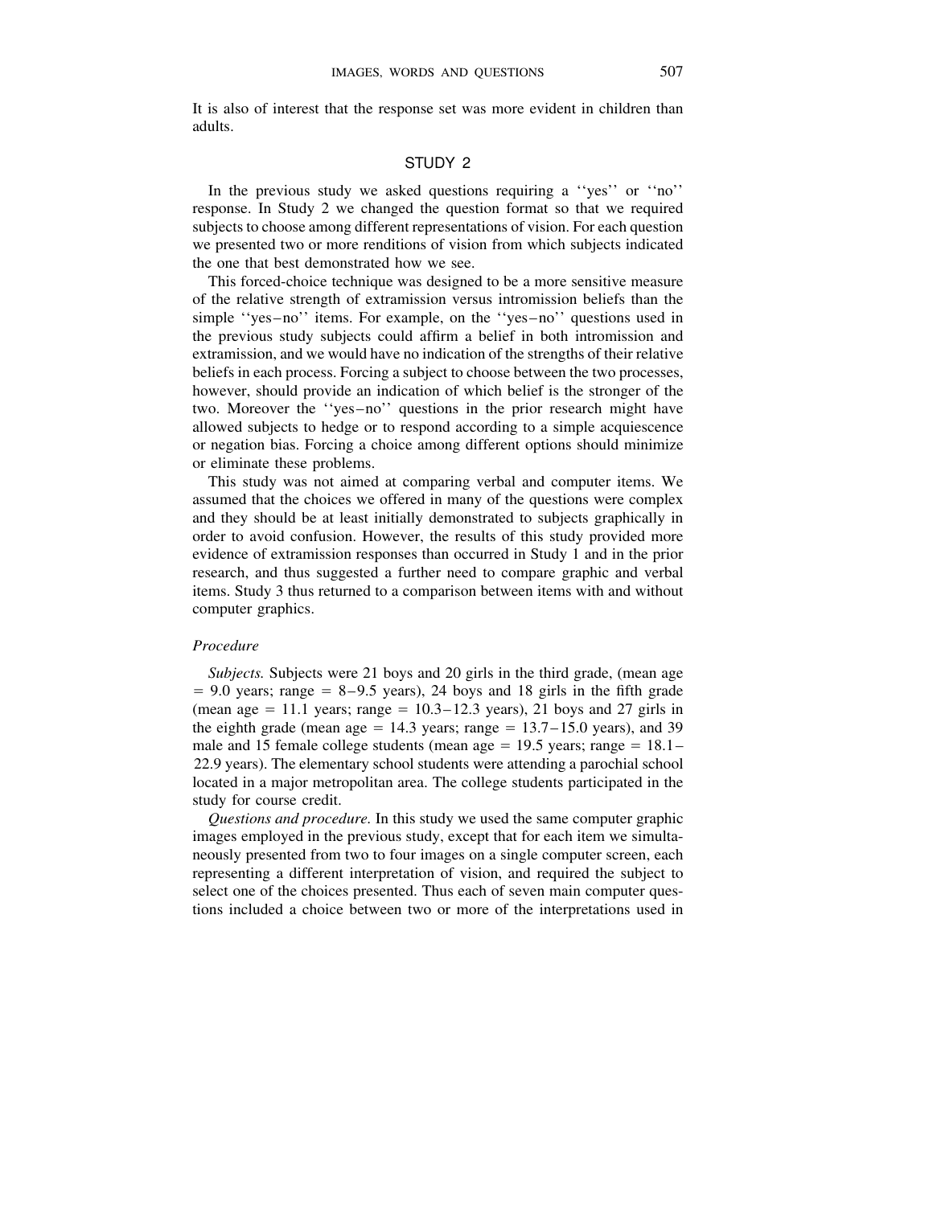It is also of interest that the response set was more evident in children than adults.

## STUDY 2

In the previous study we asked questions requiring a ''yes'' or ''no'' response. In Study 2 we changed the question format so that we required subjects to choose among different representations of vision. For each question we presented two or more renditions of vision from which subjects indicated the one that best demonstrated how we see.

This forced-choice technique was designed to be a more sensitive measure of the relative strength of extramission versus intromission beliefs than the simple ''yes–no'' items. For example, on the ''yes–no'' questions used in the previous study subjects could affirm a belief in both intromission and extramission, and we would have no indication of the strengths of their relative beliefs in each process. Forcing a subject to choose between the two processes, however, should provide an indication of which belief is the stronger of the two. Moreover the ''yes–no'' questions in the prior research might have allowed subjects to hedge or to respond according to a simple acquiescence or negation bias. Forcing a choice among different options should minimize or eliminate these problems.

This study was not aimed at comparing verbal and computer items. We assumed that the choices we offered in many of the questions were complex and they should be at least initially demonstrated to subjects graphically in order to avoid confusion. However, the results of this study provided more evidence of extramission responses than occurred in Study 1 and in the prior research, and thus suggested a further need to compare graphic and verbal items. Study 3 thus returned to a comparison between items with and without computer graphics.

### *Procedure*

*Subjects.* Subjects were 21 boys and 20 girls in the third grade, (mean age = 9.0 years; range = 8–9.5 years), 24 boys and 18 girls in the fifth grade (mean age = 11.1 years; range = 10.3–12.3 years), 21 boys and 27 girls in the eighth grade (mean age = 14.3 years; range = 13.7–15.0 years), and 39 male and 15 female college students (mean age = 19.5 years; range = 18.1–22.9 years). The elementary school students were attending a parochial school located in a major metropolitan area. The college students participated in the study for course credit.

*Questions and procedure.* In this study we used the same computer graphic images employed in the previous study, except that for each item we simultaneously presented from two to four images on a single computer screen, each representing a different interpretation of vision, and required the subject to select one of the choices presented. Thus each of seven main computer questions included a choice between two or more of the interpretations used in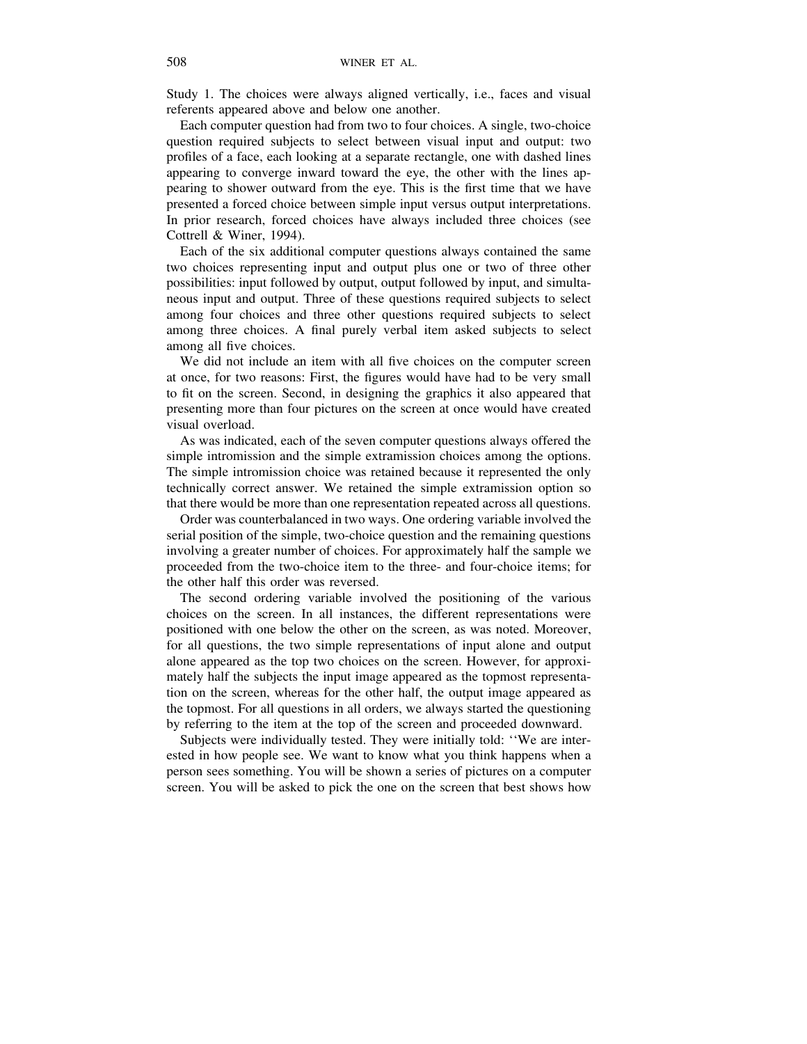Study 1. The choices were always aligned vertically, i.e., faces and visual referents appeared above and below one another.

Each computer question had from two to four choices. A single, two-choice question required subjects to select between visual input and output: two profiles of a face, each looking at a separate rectangle, one with dashed lines appearing to converge inward toward the eye, the other with the lines appearing to shower outward from the eye. This is the first time that we have presented a forced choice between simple input versus output interpretations. In prior research, forced choices have always included three choices (see Cottrell & Winer, 1994).

Each of the six additional computer questions always contained the same two choices representing input and output plus one or two of three other possibilities: input followed by output, output followed by input, and simultaneous input and output. Three of these questions required subjects to select among four choices and three other questions required subjects to select among three choices. A final purely verbal item asked subjects to select among all five choices.

We did not include an item with all five choices on the computer screen at once, for two reasons: First, the figures would have had to be very small to fit on the screen. Second, in designing the graphics it also appeared that presenting more than four pictures on the screen at once would have created visual overload.

As was indicated, each of the seven computer questions always offered the simple intromission and the simple extramission choices among the options. The simple intromission choice was retained because it represented the only technically correct answer. We retained the simple extramission option so that there would be more than one representation repeated across all questions.

Order was counterbalanced in two ways. One ordering variable involved the serial position of the simple, two-choice question and the remaining questions involving a greater number of choices. For approximately half the sample we proceeded from the two-choice item to the three- and four-choice items; for the other half this order was reversed.

The second ordering variable involved the positioning of the various choices on the screen. In all instances, the different representations were positioned with one below the other on the screen, as was noted. Moreover, for all questions, the two simple representations of input alone and output alone appeared as the top two choices on the screen. However, for approximately half the subjects the input image appeared as the topmost representation on the screen, whereas for the other half, the output image appeared as the topmost. For all questions in all orders, we always started the questioning by referring to the item at the top of the screen and proceeded downward.

Subjects were individually tested. They were initially told: ''We are interested in how people see. We want to know what you think happens when a person sees something. You will be shown a series of pictures on a computer screen. You will be asked to pick the one on the screen that best shows how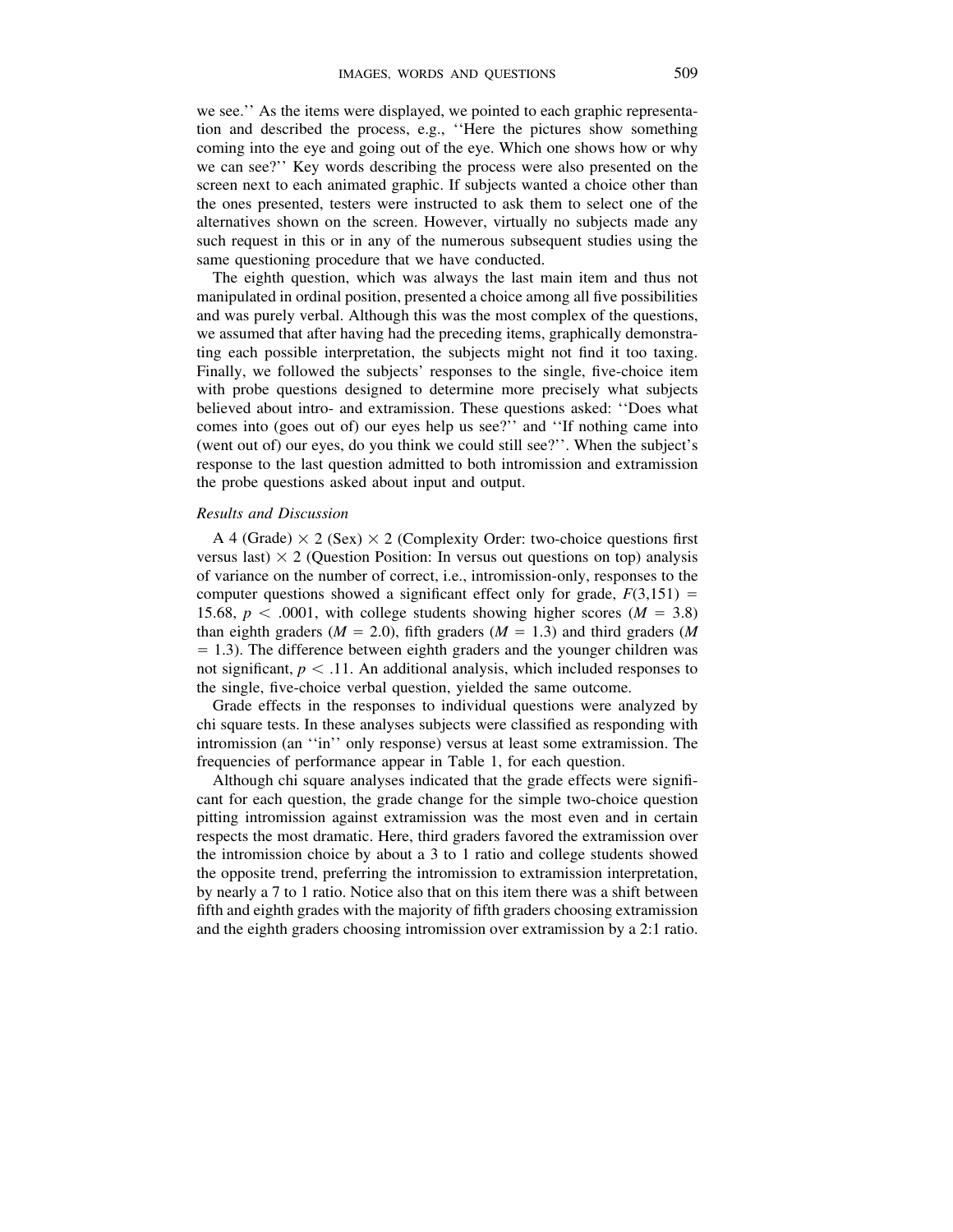we see.'' As the items were displayed, we pointed to each graphic representation and described the process, e.g., ''Here the pictures show something coming into the eye and going out of the eye. Which one shows how or why we can see?'' Key words describing the process were also presented on the screen next to each animated graphic. If subjects wanted a choice other than the ones presented, testers were instructed to ask them to select one of the alternatives shown on the screen. However, virtually no subjects made any such request in this or in any of the numerous subsequent studies using the same questioning procedure that we have conducted.

The eighth question, which was always the last main item and thus not manipulated in ordinal position, presented a choice among all five possibilities and was purely verbal. Although this was the most complex of the questions, we assumed that after having had the preceding items, graphically demonstrating each possible interpretation, the subjects might not find it too taxing. Finally, we followed the subjects' responses to the single, five-choice item with probe questions designed to determine more precisely what subjects believed about intro- and extramission. These questions asked: ''Does what comes into (goes out of) our eyes help us see?'' and ''If nothing came into (went out of) our eyes, do you think we could still see?''. When the subject's response to the last question admitted to both intromission and extramission the probe questions asked about input and output.

*Results and Discussion*

A 4 (Grade) × 2 (Sex) × 2 (Complexity Order: two-choice questions first versus last) × 2 (Question Position: In versus out questions on top) analysis of variance on the number of correct, i.e., intromission-only, responses to the computer questions showed a significant effect only for grade, $F(3,151) = 15.68$, $p < .0001$, with college students showing higher scores ($M = 3.8$) than eighth graders ($M = 2.0$), fifth graders ($M = 1.3$) and third graders ($M = 1.3$). The difference between eighth graders and the younger children was not significant, $p < .11$. An additional analysis, which included responses to the single, five-choice verbal question, yielded the same outcome.

Grade effects in the responses to individual questions were analyzed by chi square tests. In these analyses subjects were classified as responding with intromission (an ''in'' only response) versus at least some extramission. The frequencies of performance appear in Table 1, for each question.

Although chi square analyses indicated that the grade effects were significant for each question, the grade change for the simple two-choice question pitting intromission against extramission was the most even and in certain respects the most dramatic. Here, third graders favored the extramission over the intromission choice by about a 3 to 1 ratio and college students showed the opposite trend, preferring the intromission to extramission interpretation, by nearly a 7 to 1 ratio. Notice also that on this item there was a shift between fifth and eighth grades with the majority of fifth graders choosing extramission and the eighth graders choosing intromission over extramission by a 2:1 ratio.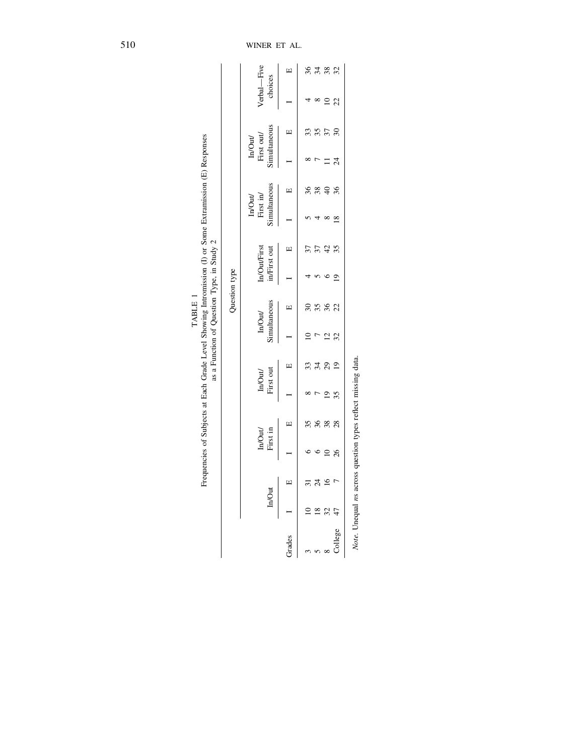TABLE 1

Frequencies of Subjects at Each Grade Level Showing Intromission (I) or Some Extramission (E) Responses as a Function of Question Type, in Study 2

| | Question type | | | | | | | | | | | | | | | |
|---|---|---|---|---|---|---|---|---|---|---|---|---|---|---|---|---|
| | In/Out | | In/Out/ First in | | In/Out/ First out | | In/Out/ Simultaneous | | In/Out/First in/First out | | In/Out/ First in/ Simultaneous | | In/Out/ First out/ Simultaneous | | Verbal—Five choices | |
| Grades | I | E | I | E | I | E | I | E | I | E | I | E | I | E | I | E |
| 3 | 10 | 31 | 6 | 35 | 8 | 33 | 10 | 30 | 4 | 37 | 5 | 36 | 8 | 33 | 4 | 36 |
| 5 | 18 | 24 | 6 | 36 | 7 | 34 | 7 | 35 | 5 | 37 | 4 | 38 | 7 | 35 | 8 | 34 |
| 8 | 32 | 16 | 10 | 38 | 19 | 29 | 12 | 36 | 6 | 42 | 8 | 40 | 11 | 37 | 10 | 38 |
| College | 47 | 7 | 26 | 28 | 35 | 19 | 32 | 22 | 19 | 35 | 18 | 36 | 24 | 30 | 22 | 32 |

*Note.* Unequal *ns* across question types reflect missing data.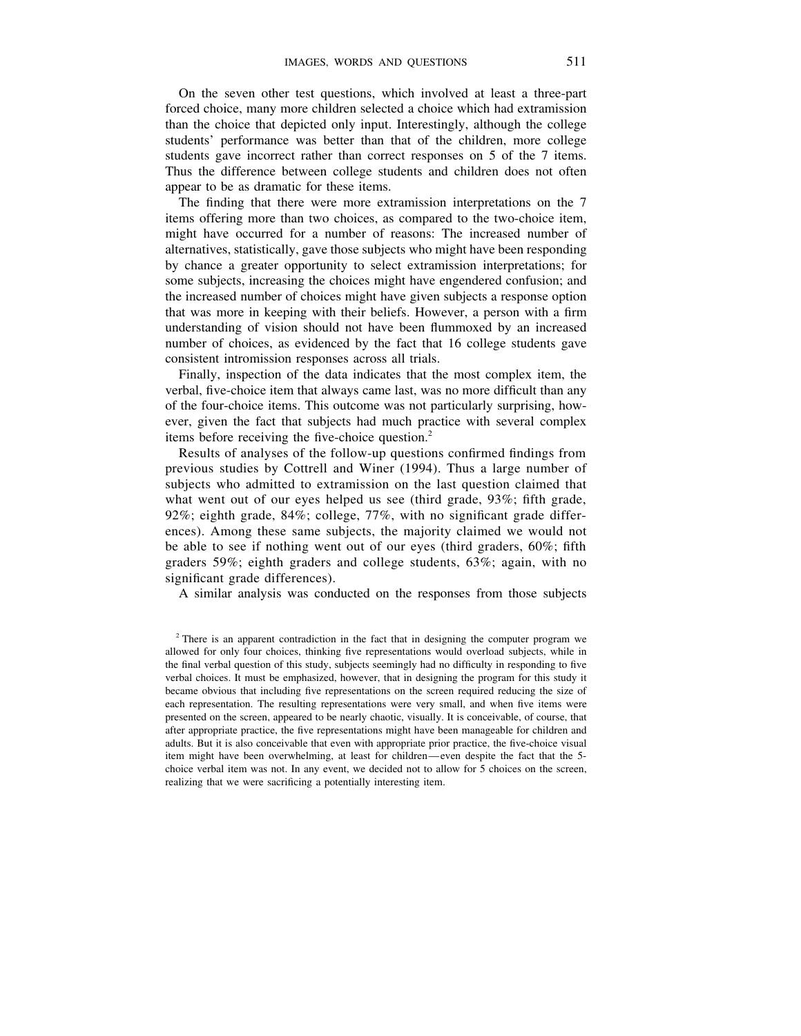On the seven other test questions, which involved at least a three-part forced choice, many more children selected a choice which had extramission than the choice that depicted only input. Interestingly, although the college students' performance was better than that of the children, more college students gave incorrect rather than correct responses on 5 of the 7 items. Thus the difference between college students and children does not often appear to be as dramatic for these items.

The finding that there were more extramission interpretations on the 7 items offering more than two choices, as compared to the two-choice item, might have occurred for a number of reasons: The increased number of alternatives, statistically, gave those subjects who might have been responding by chance a greater opportunity to select extramission interpretations; for some subjects, increasing the choices might have engendered confusion; and the increased number of choices might have given subjects a response option that was more in keeping with their beliefs. However, a person with a firm understanding of vision should not have been flummoxed by an increased number of choices, as evidenced by the fact that 16 college students gave consistent intromission responses across all trials.

Finally, inspection of the data indicates that the most complex item, the verbal, five-choice item that always came last, was no more difficult than any of the four-choice items. This outcome was not particularly surprising, however, given the fact that subjects had much practice with several complex items before receiving the five-choice question.[2]

Results of analyses of the follow-up questions confirmed findings from previous studies by Cottrell and Winer (1994). Thus a large number of subjects who admitted to extramission on the last question claimed that what went out of our eyes helped us see (third grade, 93%; fifth grade, 92%; eighth grade, 84%; college, 77%, with no significant grade differences). Among these same subjects, the majority claimed we would not be able to see if nothing went out of our eyes (third graders, 60%; fifth graders 59%; eighth graders and college students, 63%; again, with no significant grade differences).

A similar analysis was conducted on the responses from those subjects

[2] There is an apparent contradiction in the fact that in designing the computer program we allowed for only four choices, thinking five representations would overload subjects, while in the final verbal question of this study, subjects seemingly had no difficulty in responding to five verbal choices. It must be emphasized, however, that in designing the program for this study it became obvious that including five representations on the screen required reducing the size of each representation. The resulting representations were very small, and when five items were presented on the screen, appeared to be nearly chaotic, visually. It is conceivable, of course, that after appropriate practice, the five representations might have been manageable for children and adults. But it is also conceivable that even with appropriate prior practice, the five-choice visual item might have been overwhelming, at least for children—even despite the fact that the 5-choice verbal item was not. In any event, we decided not to allow for 5 choices on the screen, realizing that we were sacrificing a potentially interesting item.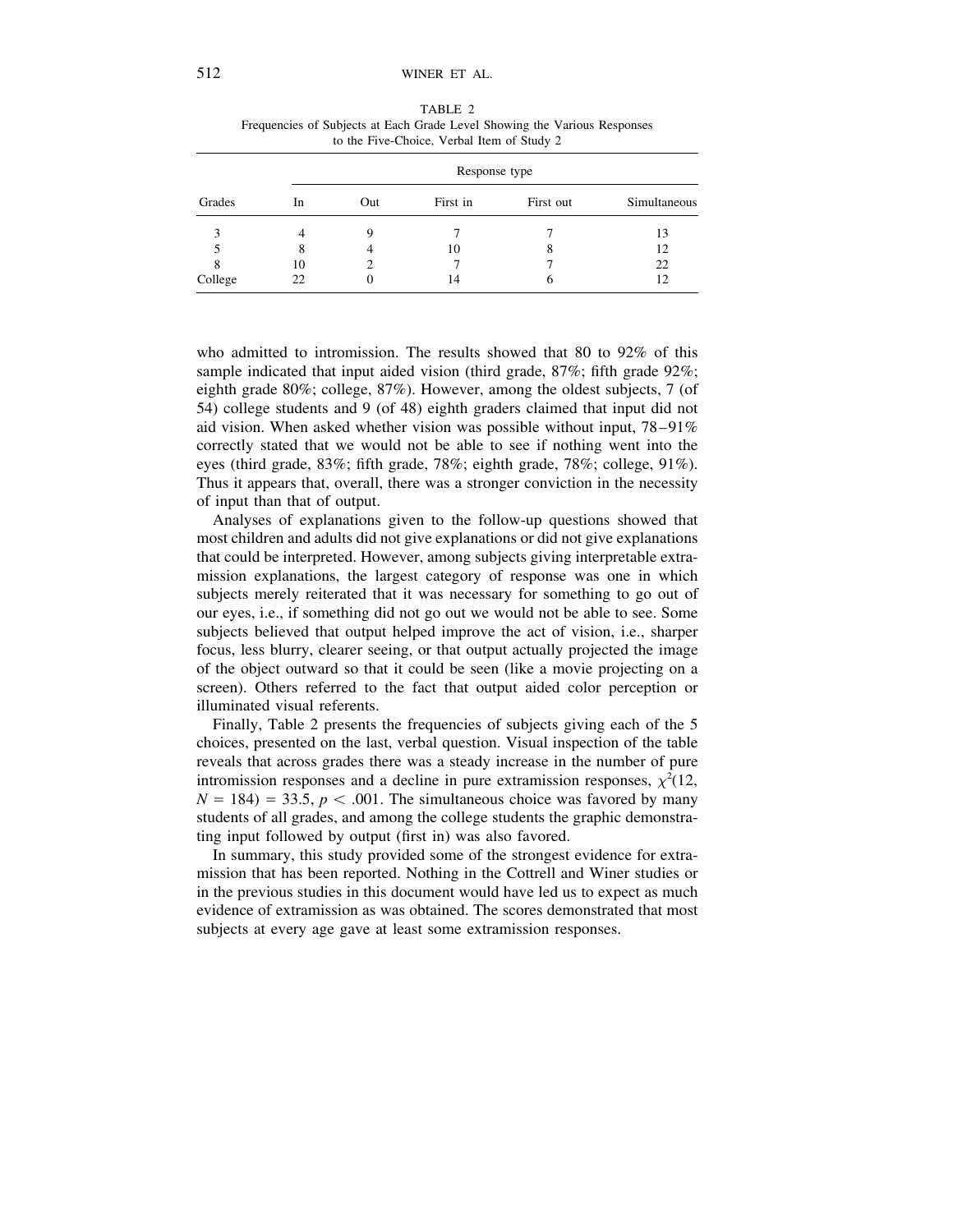TABLE 2
Frequencies of Subjects at Each Grade Level Showing the Various Responses to the Five-Choice, Verbal Item of Study 2

| Grades | Response type | | | | |
|---|---|---|---|---|---|
| | In | Out | First in | First out | Simultaneous |
| 3 | 4 | 9 | 7 | 7 | 13 |
| 5 | 8 | 4 | 10 | 8 | 12 |
| 8 | 10 | 2 | 7 | 7 | 22 |
| College | 22 | 0 | 14 | 6 | 12 |

who admitted to intromission. The results showed that 80 to 92% of this sample indicated that input aided vision (third grade, 87%; fifth grade 92%; eighth grade 80%; college, 87%). However, among the oldest subjects, 7 (of 54) college students and 9 (of 48) eighth graders claimed that input did not aid vision. When asked whether vision was possible without input, 78–91% correctly stated that we would not be able to see if nothing went into the eyes (third grade, 83%; fifth grade, 78%; eighth grade, 78%; college, 91%). Thus it appears that, overall, there was a stronger conviction in the necessity of input than that of output.

Analyses of explanations given to the follow-up questions showed that most children and adults did not give explanations or did not give explanations that could be interpreted. However, among subjects giving interpretable extramission explanations, the largest category of response was one in which subjects merely reiterated that it was necessary for something to go out of our eyes, i.e., if something did not go out we would not be able to see. Some subjects believed that output helped improve the act of vision, i.e., sharper focus, less blurry, clearer seeing, or that output actually projected the image of the object outward so that it could be seen (like a movie projecting on a screen). Others referred to the fact that output aided color perception or illuminated visual referents.

Finally, Table 2 presents the frequencies of subjects giving each of the 5 choices, presented on the last, verbal question. Visual inspection of the table reveals that across grades there was a steady increase in the number of pure intromission responses and a decline in pure extramission responses, $\chi^2(12, N = 184) = 33.5, p < .001$. The simultaneous choice was favored by many students of all grades, and among the college students the graphic demonstrating input followed by output (first in) was also favored.

In summary, this study provided some of the strongest evidence for extramission that has been reported. Nothing in the Cottrell and Winer studies or in the previous studies in this document would have led us to expect as much evidence of extramission as was obtained. The scores demonstrated that most subjects at every age gave at least some extramission responses.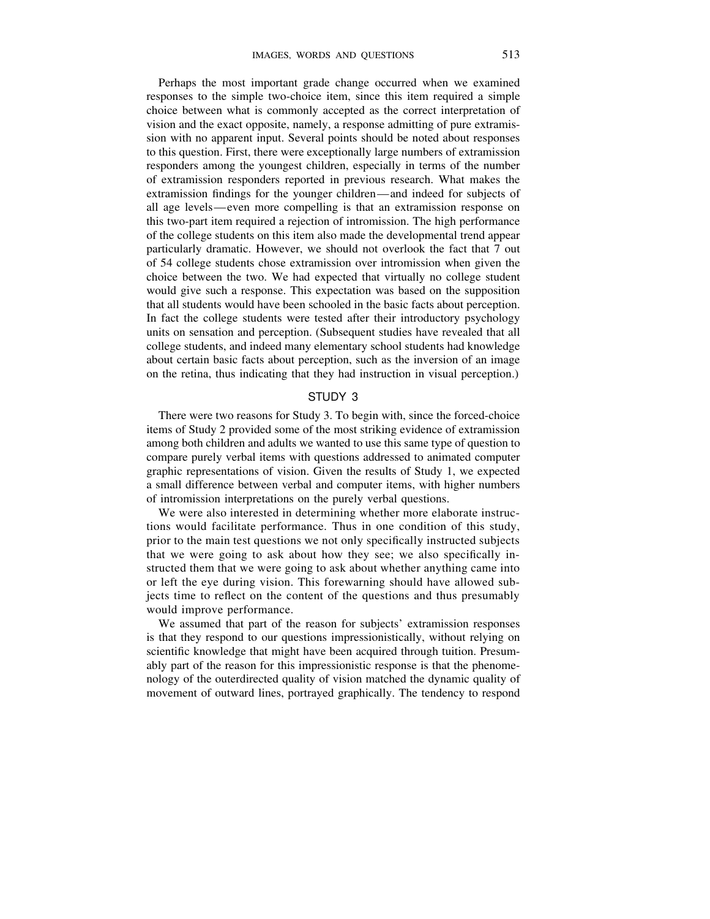Perhaps the most important grade change occurred when we examined responses to the simple two-choice item, since this item required a simple choice between what is commonly accepted as the correct interpretation of vision and the exact opposite, namely, a response admitting of pure extramission with no apparent input. Several points should be noted about responses to this question. First, there were exceptionally large numbers of extramission responders among the youngest children, especially in terms of the number of extramission responders reported in previous research. What makes the extramission findings for the younger children—and indeed for subjects of all age levels—even more compelling is that an extramission response on this two-part item required a rejection of intromission. The high performance of the college students on this item also made the developmental trend appear particularly dramatic. However, we should not overlook the fact that 7 out of 54 college students chose extramission over intromission when given the choice between the two. We had expected that virtually no college student would give such a response. This expectation was based on the supposition that all students would have been schooled in the basic facts about perception. In fact the college students were tested after their introductory psychology units on sensation and perception. (Subsequent studies have revealed that all college students, and indeed many elementary school students had knowledge about certain basic facts about perception, such as the inversion of an image on the retina, thus indicating that they had instruction in visual perception.)

## STUDY 3

There were two reasons for Study 3. To begin with, since the forced-choice items of Study 2 provided some of the most striking evidence of extramission among both children and adults we wanted to use this same type of question to compare purely verbal items with questions addressed to animated computer graphic representations of vision. Given the results of Study 1, we expected a small difference between verbal and computer items, with higher numbers of intromission interpretations on the purely verbal questions.

We were also interested in determining whether more elaborate instructions would facilitate performance. Thus in one condition of this study, prior to the main test questions we not only specifically instructed subjects that we were going to ask about how they see; we also specifically instructed them that we were going to ask about whether anything came into or left the eye during vision. This forewarning should have allowed subjects time to reflect on the content of the questions and thus presumably would improve performance.

We assumed that part of the reason for subjects' extramission responses is that they respond to our questions impressionistically, without relying on scientific knowledge that might have been acquired through tuition. Presumably part of the reason for this impressionistic response is that the phenomenology of the outerdirected quality of vision matched the dynamic quality of movement of outward lines, portrayed graphically. The tendency to respond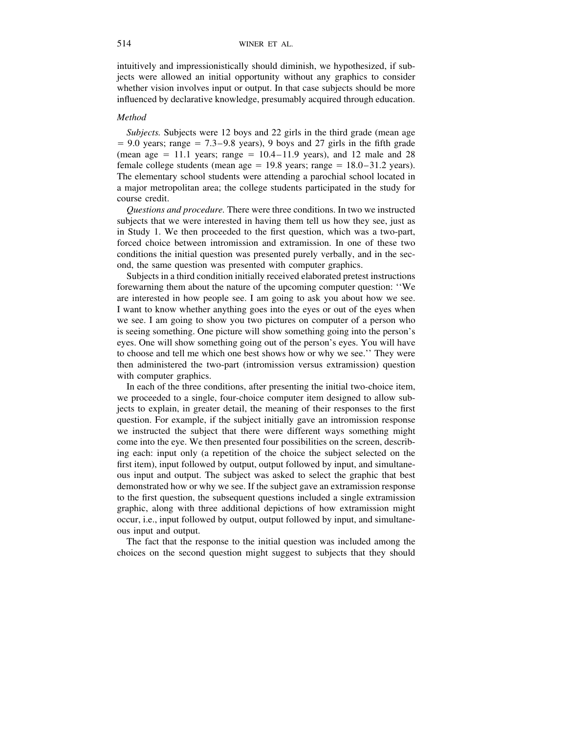intuitively and impressionistically should diminish, we hypothesized, if subjects were allowed an initial opportunity without any graphics to consider whether vision involves input or output. In that case subjects should be more influenced by declarative knowledge, presumably acquired through education.

### *Method*

*Subjects.* Subjects were 12 boys and 22 girls in the third grade (mean age = 9.0 years; range = 7.3–9.8 years), 9 boys and 27 girls in the fifth grade (mean age = 11.1 years; range = 10.4–11.9 years), and 12 male and 28 female college students (mean age = 19.8 years; range = 18.0–31.2 years). The elementary school students were attending a parochial school located in a major metropolitan area; the college students participated in the study for course credit.

*Questions and procedure.* There were three conditions. In two we instructed subjects that we were interested in having them tell us how they see, just as in Study 1. We then proceeded to the first question, which was a two-part, forced choice between intromission and extramission. In one of these two conditions the initial question was presented purely verbally, and in the second, the same question was presented with computer graphics.

Subjects in a third condition initially received elaborated pretest instructions forewarning them about the nature of the upcoming computer question: ''We are interested in how people see. I am going to ask you about how we see. I want to know whether anything goes into the eyes or out of the eyes when we see. I am going to show you two pictures on computer of a person who is seeing something. One picture will show something going into the person's eyes. One will show something going out of the person's eyes. You will have to choose and tell me which one best shows how or why we see.'' They were then administered the two-part (intromission versus extramission) question with computer graphics.

In each of the three conditions, after presenting the initial two-choice item, we proceeded to a single, four-choice computer item designed to allow subjects to explain, in greater detail, the meaning of their responses to the first question. For example, if the subject initially gave an intromission response we instructed the subject that there were different ways something might come into the eye. We then presented four possibilities on the screen, describing each: input only (a repetition of the choice the subject selected on the first item), input followed by output, output followed by input, and simultaneous input and output. The subject was asked to select the graphic that best demonstrated how or why we see. If the subject gave an extramission response to the first question, the subsequent questions included a single extramission graphic, along with three additional depictions of how extramission might occur, i.e., input followed by output, output followed by input, and simultaneous input and output.

The fact that the response to the initial question was included among the choices on the second question might suggest to subjects that they should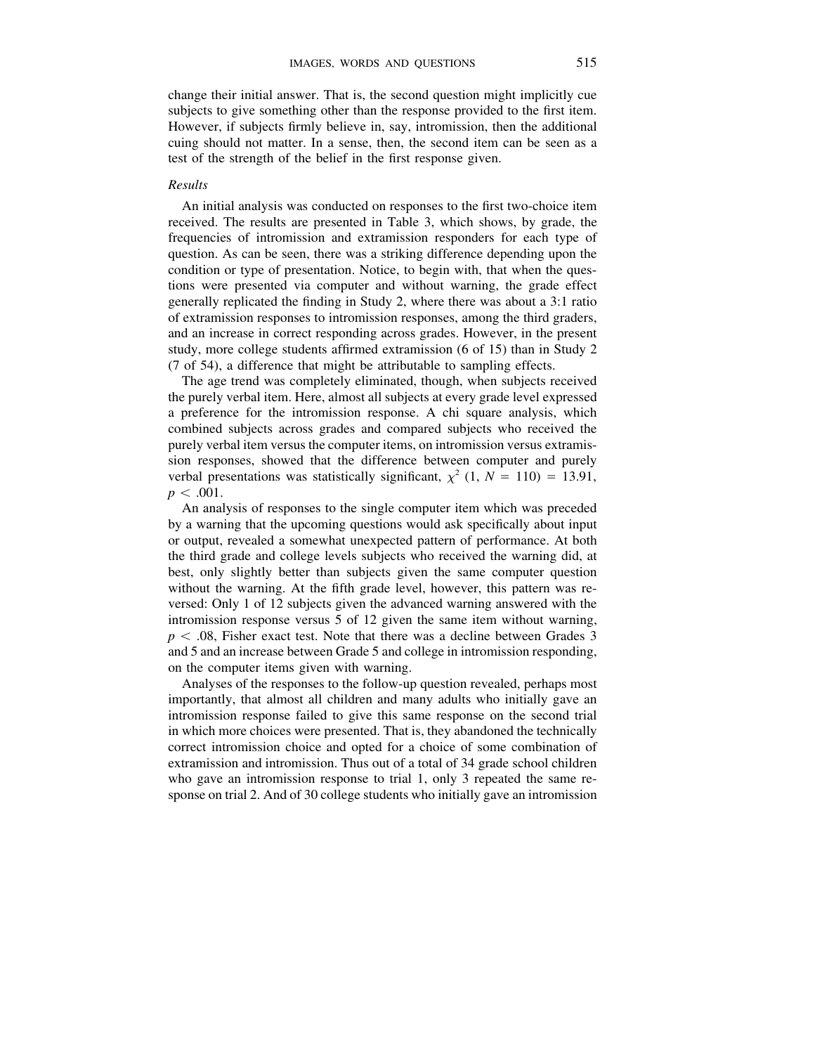change their initial answer. That is, the second question might implicitly cue subjects to give something other than the response provided to the first item. However, if subjects firmly believe in, say, intromission, then the additional cuing should not matter. In a sense, then, the second item can be seen as a test of the strength of the belief in the first response given.

### *Results*

An initial analysis was conducted on responses to the first two-choice item received. The results are presented in Table 3, which shows, by grade, the frequencies of intromission and extramission responders for each type of question. As can be seen, there was a striking difference depending upon the condition or type of presentation. Notice, to begin with, that when the questions were presented via computer and without warning, the grade effect generally replicated the finding in Study 2, where there was about a 3:1 ratio of extramission responses to intromission responses, among the third graders, and an increase in correct responding across grades. However, in the present study, more college students affirmed extramission (6 of 15) than in Study 2 (7 of 54), a difference that might be attributable to sampling effects.

The age trend was completely eliminated, though, when subjects received the purely verbal item. Here, almost all subjects at every grade level expressed a preference for the intromission response. A chi square analysis, which combined subjects across grades and compared subjects who received the purely verbal item versus the computer items, on intromission versus extramission responses, showed that the difference between computer and purely verbal presentations was statistically significant, $\chi^2$ (1, $N$ = 110) = 13.91, $p < .001$.

An analysis of responses to the single computer item which was preceded by a warning that the upcoming questions would ask specifically about input or output, revealed a somewhat unexpected pattern of performance. At both the third grade and college levels subjects who received the warning did, at best, only slightly better than subjects given the same computer question without the warning. At the fifth grade level, however, this pattern was reversed: Only 1 of 12 subjects given the advanced warning answered with the intromission response versus 5 of 12 given the same item without warning, $p < .08$, Fisher exact test. Note that there was a decline between Grades 3 and 5 and an increase between Grade 5 and college in intromission responding, on the computer items given with warning.

Analyses of the responses to the follow-up question revealed, perhaps most importantly, that almost all children and many adults who initially gave an intromission response failed to give this same response on the second trial in which more choices were presented. That is, they abandoned the technically correct intromission choice and opted for a choice of some combination of extramission and intromission. Thus out of a total of 34 grade school children who gave an intromission response to trial 1, only 3 repeated the same response on trial 2. And of 30 college students who initially gave an intromission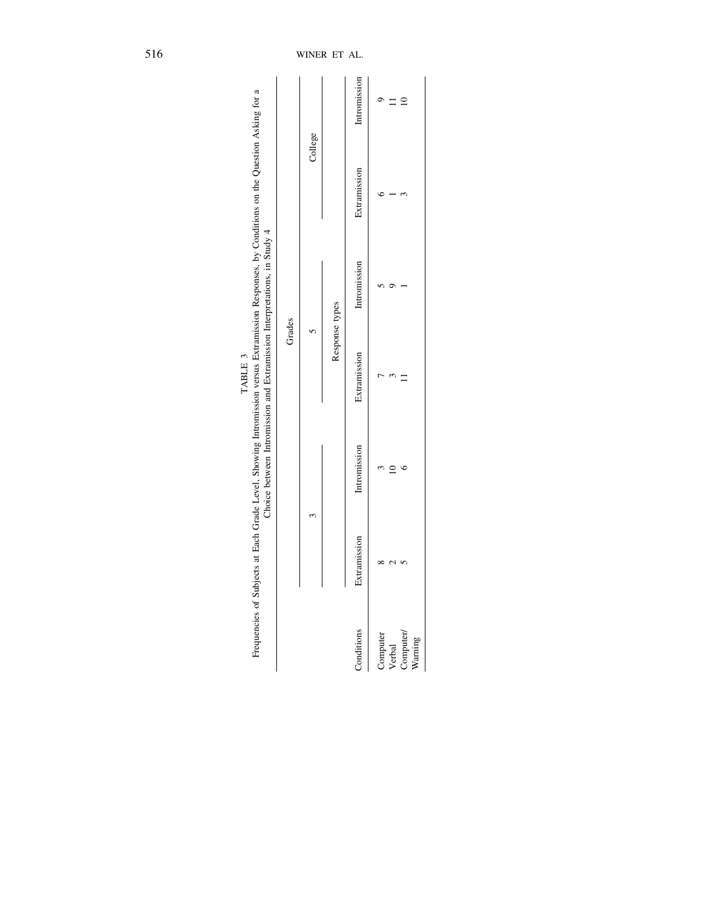TABLE 3

Frequencies of Subjects at Each Grade Level, Showing Intromission versus Extramission Responses, by Conditions on the Question Asking for a Choice between Intromission and Extramission Interpretations, in Study 4

| | Grades | | | | | |
|---|---|---|---|---|---|---|
| | 3 | | 5 | | College | |
| | Response types | | | | | |
| Conditions | Extramission | Intromission | Extramission | Intromission | Extramission | Intromission |
| Computer | 8 | 3 | 7 | 5 | 6 | 9 |
| Verbal | 2 | 10 | 3 | 9 | 1 | 11 |
| Computer/Warning | 5 | 6 | 11 | 1 | 3 | 10 |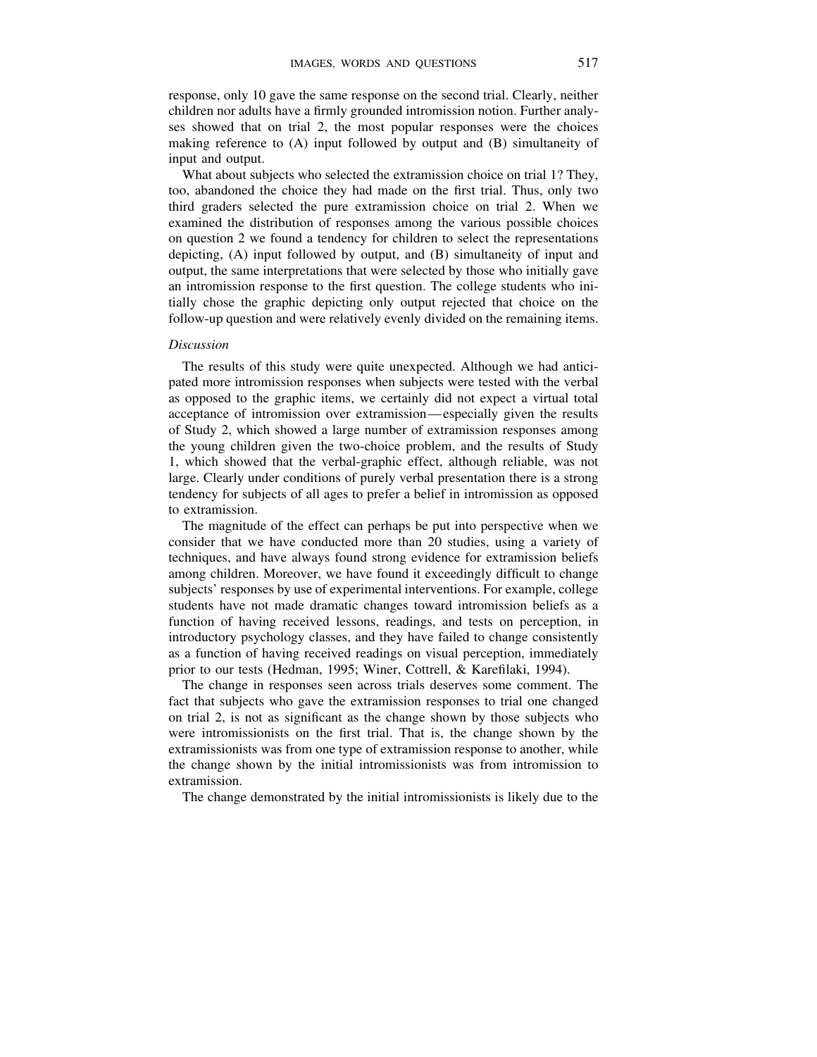response, only 10 gave the same response on the second trial. Clearly, neither children nor adults have a firmly grounded intromission notion. Further analyses showed that on trial 2, the most popular responses were the choices making reference to (A) input followed by output and (B) simultaneity of input and output.

What about subjects who selected the extramission choice on trial 1? They, too, abandoned the choice they had made on the first trial. Thus, only two third graders selected the pure extramission choice on trial 2. When we examined the distribution of responses among the various possible choices on question 2 we found a tendency for children to select the representations depicting, (A) input followed by output, and (B) simultaneity of input and output, the same interpretations that were selected by those who initially gave an intromission response to the first question. The college students who initially chose the graphic depicting only output rejected that choice on the follow-up question and were relatively evenly divided on the remaining items.

*Discussion*

The results of this study were quite unexpected. Although we had anticipated more intromission responses when subjects were tested with the verbal as opposed to the graphic items, we certainly did not expect a virtual total acceptance of intromission over extramission—especially given the results of Study 2, which showed a large number of extramission responses among the young children given the two-choice problem, and the results of Study 1, which showed that the verbal-graphic effect, although reliable, was not large. Clearly under conditions of purely verbal presentation there is a strong tendency for subjects of all ages to prefer a belief in intromission as opposed to extramission.

The magnitude of the effect can perhaps be put into perspective when we consider that we have conducted more than 20 studies, using a variety of techniques, and have always found strong evidence for extramission beliefs among children. Moreover, we have found it exceedingly difficult to change subjects' responses by use of experimental interventions. For example, college students have not made dramatic changes toward intromission beliefs as a function of having received lessons, readings, and tests on perception, in introductory psychology classes, and they have failed to change consistently as a function of having received readings on visual perception, immediately prior to our tests (Hedman, 1995; Winer, Cottrell, & Karefilaki, 1994).

The change in responses seen across trials deserves some comment. The fact that subjects who gave the extramission responses to trial one changed on trial 2, is not as significant as the change shown by those subjects who were intromissionists on the first trial. That is, the change shown by the extramissionists was from one type of extramission response to another, while the change shown by the initial intromissionists was from intromission to extramission.

The change demonstrated by the initial intromissionists is likely due to the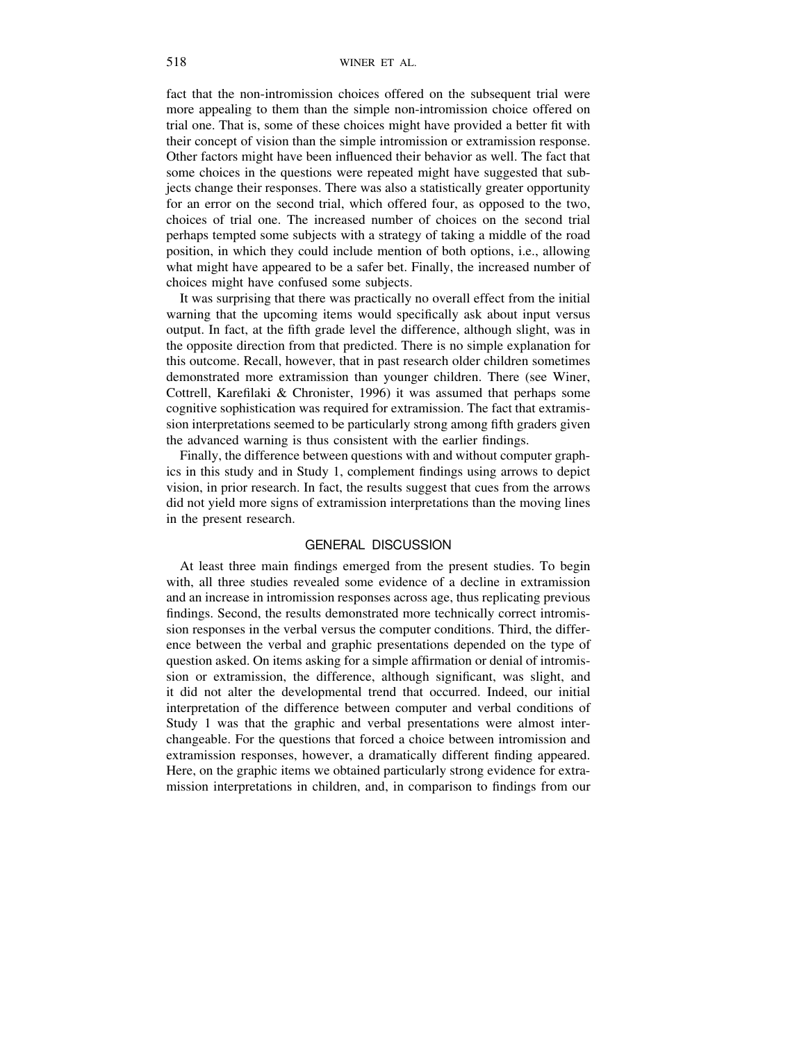fact that the non-intromission choices offered on the subsequent trial were more appealing to them than the simple non-intromission choice offered on trial one. That is, some of these choices might have provided a better fit with their concept of vision than the simple intromission or extramission response. Other factors might have been influenced their behavior as well. The fact that some choices in the questions were repeated might have suggested that subjects change their responses. There was also a statistically greater opportunity for an error on the second trial, which offered four, as opposed to the two, choices of trial one. The increased number of choices on the second trial perhaps tempted some subjects with a strategy of taking a middle of the road position, in which they could include mention of both options, i.e., allowing what might have appeared to be a safer bet. Finally, the increased number of choices might have confused some subjects.

It was surprising that there was practically no overall effect from the initial warning that the upcoming items would specifically ask about input versus output. In fact, at the fifth grade level the difference, although slight, was in the opposite direction from that predicted. There is no simple explanation for this outcome. Recall, however, that in past research older children sometimes demonstrated more extramission than younger children. There (see Winer, Cottrell, Karefilaki & Chronister, 1996) it was assumed that perhaps some cognitive sophistication was required for extramission. The fact that extramission interpretations seemed to be particularly strong among fifth graders given the advanced warning is thus consistent with the earlier findings.

Finally, the difference between questions with and without computer graphics in this study and in Study 1, complement findings using arrows to depict vision, in prior research. In fact, the results suggest that cues from the arrows did not yield more signs of extramission interpretations than the moving lines in the present research.

## GENERAL DISCUSSION

At least three main findings emerged from the present studies. To begin with, all three studies revealed some evidence of a decline in extramission and an increase in intromission responses across age, thus replicating previous findings. Second, the results demonstrated more technically correct intromission responses in the verbal versus the computer conditions. Third, the difference between the verbal and graphic presentations depended on the type of question asked. On items asking for a simple affirmation or denial of intromission or extramission, the difference, although significant, was slight, and it did not alter the developmental trend that occurred. Indeed, our initial interpretation of the difference between computer and verbal conditions of Study 1 was that the graphic and verbal presentations were almost interchangeable. For the questions that forced a choice between intromission and extramission responses, however, a dramatically different finding appeared. Here, on the graphic items we obtained particularly strong evidence for extramission interpretations in children, and, in comparison to findings from our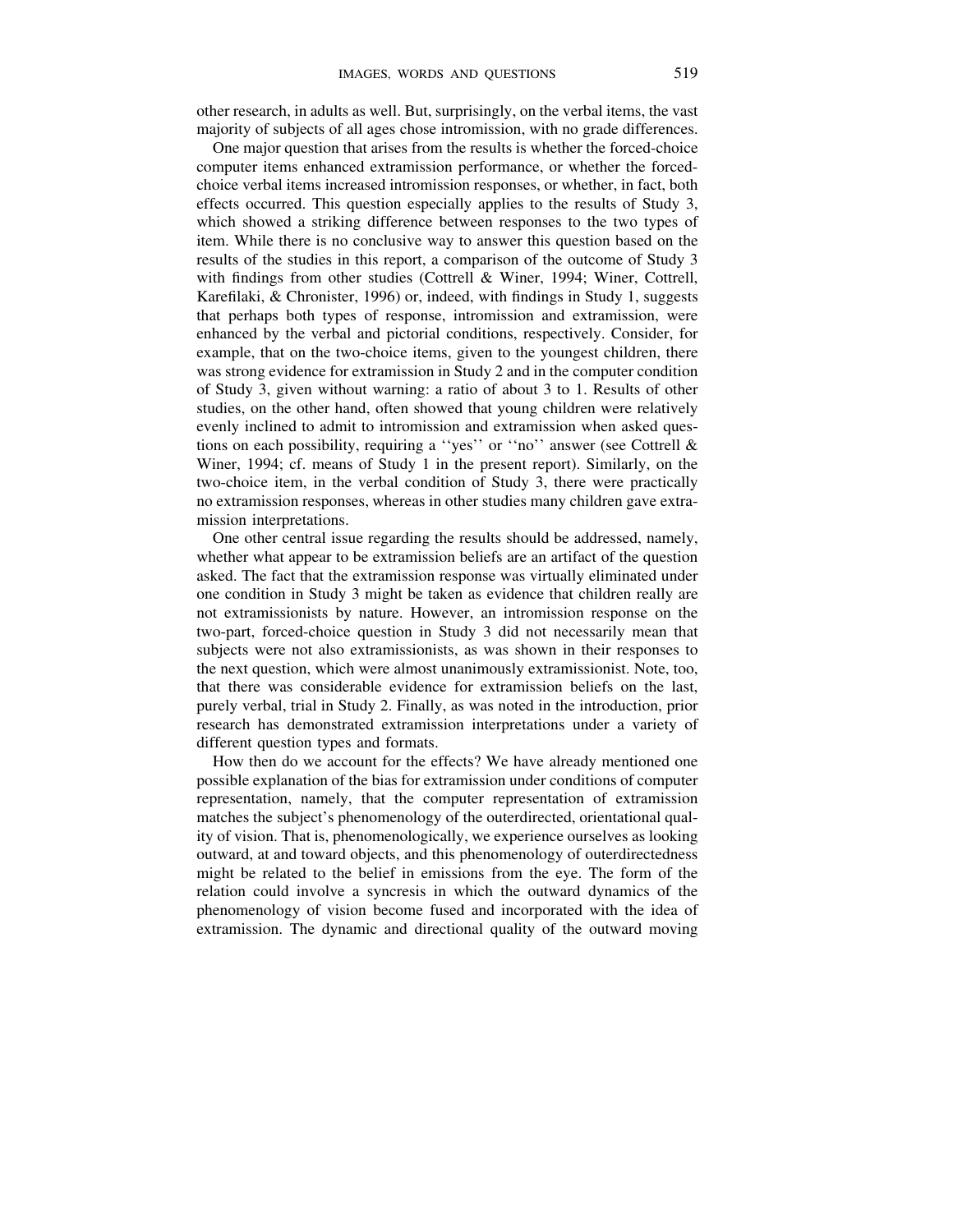other research, in adults as well. But, surprisingly, on the verbal items, the vast majority of subjects of all ages chose intromission, with no grade differences.

One major question that arises from the results is whether the forced-choice computer items enhanced extramission performance, or whether the forced-choice verbal items increased intromission responses, or whether, in fact, both effects occurred. This question especially applies to the results of Study 3, which showed a striking difference between responses to the two types of item. While there is no conclusive way to answer this question based on the results of the studies in this report, a comparison of the outcome of Study 3 with findings from other studies (Cottrell & Winer, 1994; Winer, Cottrell, Karefilaki, & Chronister, 1996) or, indeed, with findings in Study 1, suggests that perhaps both types of response, intromission and extramission, were enhanced by the verbal and pictorial conditions, respectively. Consider, for example, that on the two-choice items, given to the youngest children, there was strong evidence for extramission in Study 2 and in the computer condition of Study 3, given without warning: a ratio of about 3 to 1. Results of other studies, on the other hand, often showed that young children were relatively evenly inclined to admit to intromission and extramission when asked questions on each possibility, requiring a ''yes'' or ''no'' answer (see Cottrell & Winer, 1994; cf. means of Study 1 in the present report). Similarly, on the two-choice item, in the verbal condition of Study 3, there were practically no extramission responses, whereas in other studies many children gave extramission interpretations.

One other central issue regarding the results should be addressed, namely, whether what appear to be extramission beliefs are an artifact of the question asked. The fact that the extramission response was virtually eliminated under one condition in Study 3 might be taken as evidence that children really are not extramissionists by nature. However, an intromission response on the two-part, forced-choice question in Study 3 did not necessarily mean that subjects were not also extramissionists, as was shown in their responses to the next question, which were almost unanimously extramissionist. Note, too, that there was considerable evidence for extramission beliefs on the last, purely verbal, trial in Study 2. Finally, as was noted in the introduction, prior research has demonstrated extramission interpretations under a variety of different question types and formats.

How then do we account for the effects? We have already mentioned one possible explanation of the bias for extramission under conditions of computer representation, namely, that the computer representation of extramission matches the subject's phenomenology of the outerdirected, orientational quality of vision. That is, phenomenologically, we experience ourselves as looking outward, at and toward objects, and this phenomenology of outerdirectedness might be related to the belief in emissions from the eye. The form of the relation could involve a syncresis in which the outward dynamics of the phenomenology of vision become fused and incorporated with the idea of extramission. The dynamic and directional quality of the outward moving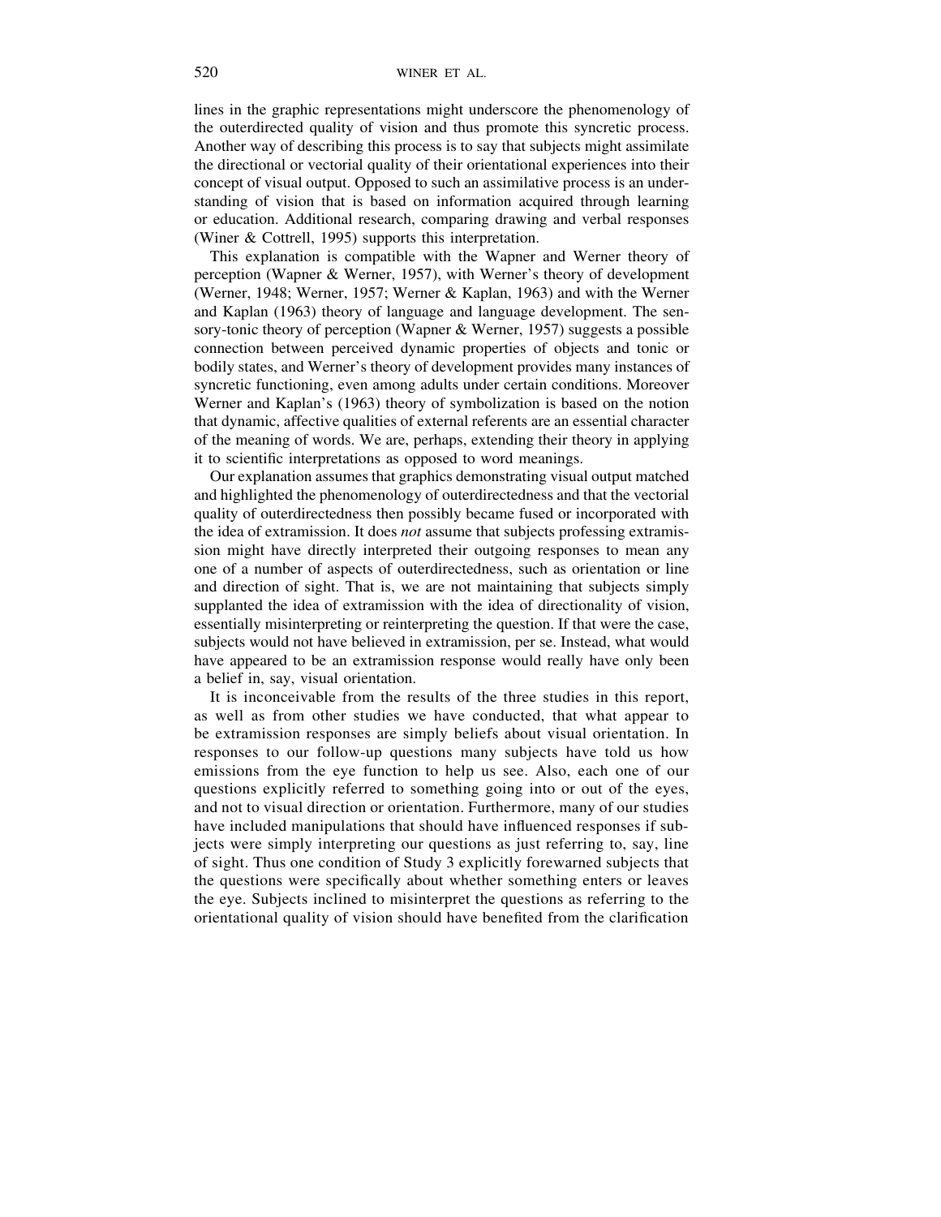lines in the graphic representations might underscore the phenomenology of the outerdirected quality of vision and thus promote this syncretic process. Another way of describing this process is to say that subjects might assimilate the directional or vectorial quality of their orientational experiences into their concept of visual output. Opposed to such an assimilative process is an understanding of vision that is based on information acquired through learning or education. Additional research, comparing drawing and verbal responses (Winer & Cottrell, 1995) supports this interpretation.

This explanation is compatible with the Wapner and Werner theory of perception (Wapner & Werner, 1957), with Werner's theory of development (Werner, 1948; Werner, 1957; Werner & Kaplan, 1963) and with the Werner and Kaplan (1963) theory of language and language development. The sensory-tonic theory of perception (Wapner & Werner, 1957) suggests a possible connection between perceived dynamic properties of objects and tonic or bodily states, and Werner's theory of development provides many instances of syncretic functioning, even among adults under certain conditions. Moreover Werner and Kaplan's (1963) theory of symbolization is based on the notion that dynamic, affective qualities of external referents are an essential character of the meaning of words. We are, perhaps, extending their theory in applying it to scientific interpretations as opposed to word meanings.

Our explanation assumes that graphics demonstrating visual output matched and highlighted the phenomenology of outerdirectedness and that the vectorial quality of outerdirectedness then possibly became fused or incorporated with the idea of extramission. It does *not* assume that subjects professing extramission might have directly interpreted their outgoing responses to mean any one of a number of aspects of outerdirectedness, such as orientation or line and direction of sight. That is, we are not maintaining that subjects simply supplanted the idea of extramission with the idea of directionality of vision, essentially misinterpreting or reinterpreting the question. If that were the case, subjects would not have believed in extramission, per se. Instead, what would have appeared to be an extramission response would really have only been a belief in, say, visual orientation.

It is inconceivable from the results of the three studies in this report, as well as from other studies we have conducted, that what appear to be extramission responses are simply beliefs about visual orientation. In responses to our follow-up questions many subjects have told us how emissions from the eye function to help us see. Also, each one of our questions explicitly referred to something going into or out of the eyes, and not to visual direction or orientation. Furthermore, many of our studies have included manipulations that should have influenced responses if subjects were simply interpreting our questions as just referring to, say, line of sight. Thus one condition of Study 3 explicitly forewarned subjects that the questions were specifically about whether something enters or leaves the eye. Subjects inclined to misinterpret the questions as referring to the orientational quality of vision should have benefited from the clarification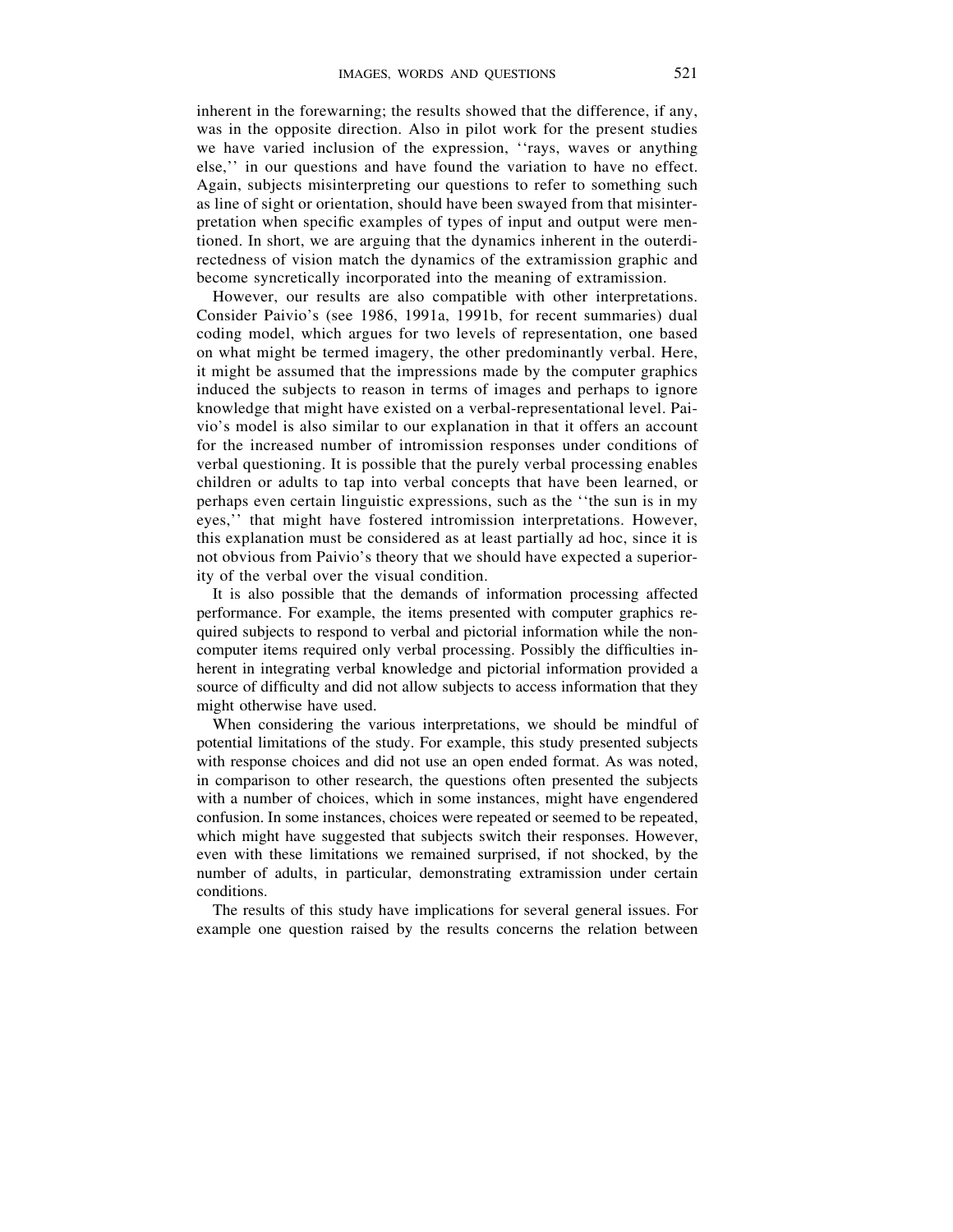inherent in the forewarning; the results showed that the difference, if any, was in the opposite direction. Also in pilot work for the present studies we have varied inclusion of the expression, ''rays, waves or anything else,'' in our questions and have found the variation to have no effect. Again, subjects misinterpreting our questions to refer to something such as line of sight or orientation, should have been swayed from that misinterpretation when specific examples of types of input and output were mentioned. In short, we are arguing that the dynamics inherent in the outerdirectedness of vision match the dynamics of the extramission graphic and become syncretically incorporated into the meaning of extramission.

However, our results are also compatible with other interpretations. Consider Paivio's (see 1986, 1991a, 1991b, for recent summaries) dual coding model, which argues for two levels of representation, one based on what might be termed imagery, the other predominantly verbal. Here, it might be assumed that the impressions made by the computer graphics induced the subjects to reason in terms of images and perhaps to ignore knowledge that might have existed on a verbal-representational level. Paivio's model is also similar to our explanation in that it offers an account for the increased number of intromission responses under conditions of verbal questioning. It is possible that the purely verbal processing enables children or adults to tap into verbal concepts that have been learned, or perhaps even certain linguistic expressions, such as the ''the sun is in my eyes,'' that might have fostered intromission interpretations. However, this explanation must be considered as at least partially ad hoc, since it is not obvious from Paivio's theory that we should have expected a superiority of the verbal over the visual condition.

It is also possible that the demands of information processing affected performance. For example, the items presented with computer graphics required subjects to respond to verbal and pictorial information while the noncomputer items required only verbal processing. Possibly the difficulties inherent in integrating verbal knowledge and pictorial information provided a source of difficulty and did not allow subjects to access information that they might otherwise have used.

When considering the various interpretations, we should be mindful of potential limitations of the study. For example, this study presented subjects with response choices and did not use an open ended format. As was noted, in comparison to other research, the questions often presented the subjects with a number of choices, which in some instances, might have engendered confusion. In some instances, choices were repeated or seemed to be repeated, which might have suggested that subjects switch their responses. However, even with these limitations we remained surprised, if not shocked, by the number of adults, in particular, demonstrating extramission under certain conditions.

The results of this study have implications for several general issues. For example one question raised by the results concerns the relation between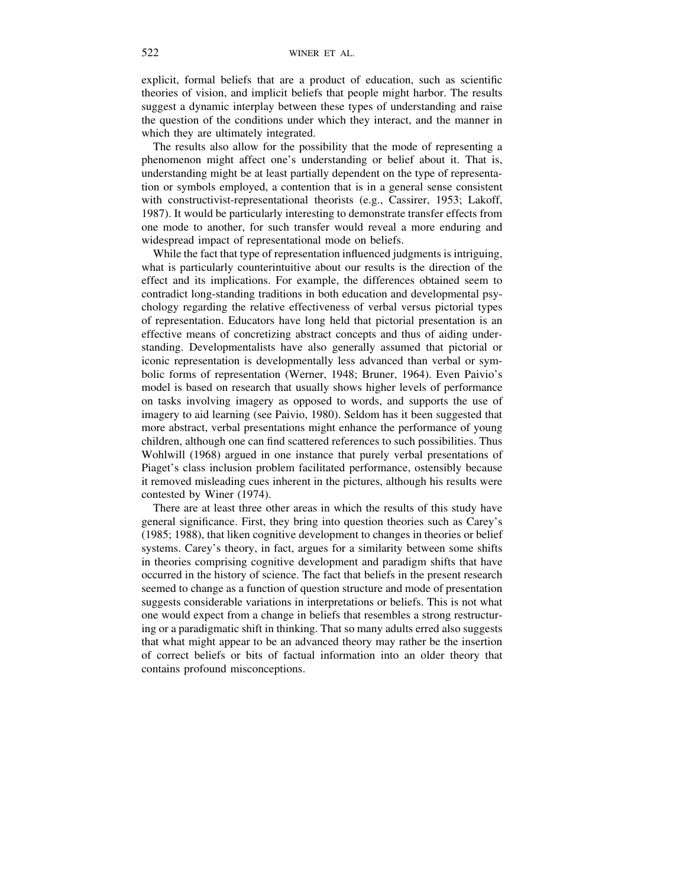explicit, formal beliefs that are a product of education, such as scientific theories of vision, and implicit beliefs that people might harbor. The results suggest a dynamic interplay between these types of understanding and raise the question of the conditions under which they interact, and the manner in which they are ultimately integrated.

The results also allow for the possibility that the mode of representing a phenomenon might affect one's understanding or belief about it. That is, understanding might be at least partially dependent on the type of representation or symbols employed, a contention that is in a general sense consistent with constructivist-representational theorists (e.g., Cassirer, 1953; Lakoff, 1987). It would be particularly interesting to demonstrate transfer effects from one mode to another, for such transfer would reveal a more enduring and widespread impact of representational mode on beliefs.

While the fact that type of representation influenced judgments is intriguing, what is particularly counterintuitive about our results is the direction of the effect and its implications. For example, the differences obtained seem to contradict long-standing traditions in both education and developmental psychology regarding the relative effectiveness of verbal versus pictorial types of representation. Educators have long held that pictorial presentation is an effective means of concretizing abstract concepts and thus of aiding understanding. Developmentalists have also generally assumed that pictorial or iconic representation is developmentally less advanced than verbal or symbolic forms of representation (Werner, 1948; Bruner, 1964). Even Paivio's model is based on research that usually shows higher levels of performance on tasks involving imagery as opposed to words, and supports the use of imagery to aid learning (see Paivio, 1980). Seldom has it been suggested that more abstract, verbal presentations might enhance the performance of young children, although one can find scattered references to such possibilities. Thus Wohlwill (1968) argued in one instance that purely verbal presentations of Piaget's class inclusion problem facilitated performance, ostensibly because it removed misleading cues inherent in the pictures, although his results were contested by Winer (1974).

There are at least three other areas in which the results of this study have general significance. First, they bring into question theories such as Carey's (1985; 1988), that liken cognitive development to changes in theories or belief systems. Carey's theory, in fact, argues for a similarity between some shifts in theories comprising cognitive development and paradigm shifts that have occurred in the history of science. The fact that beliefs in the present research seemed to change as a function of question structure and mode of presentation suggests considerable variations in interpretations or beliefs. This is not what one would expect from a change in beliefs that resembles a strong restructuring or a paradigmatic shift in thinking. That so many adults erred also suggests that what might appear to be an advanced theory may rather be the insertion of correct beliefs or bits of factual information into an older theory that contains profound misconceptions.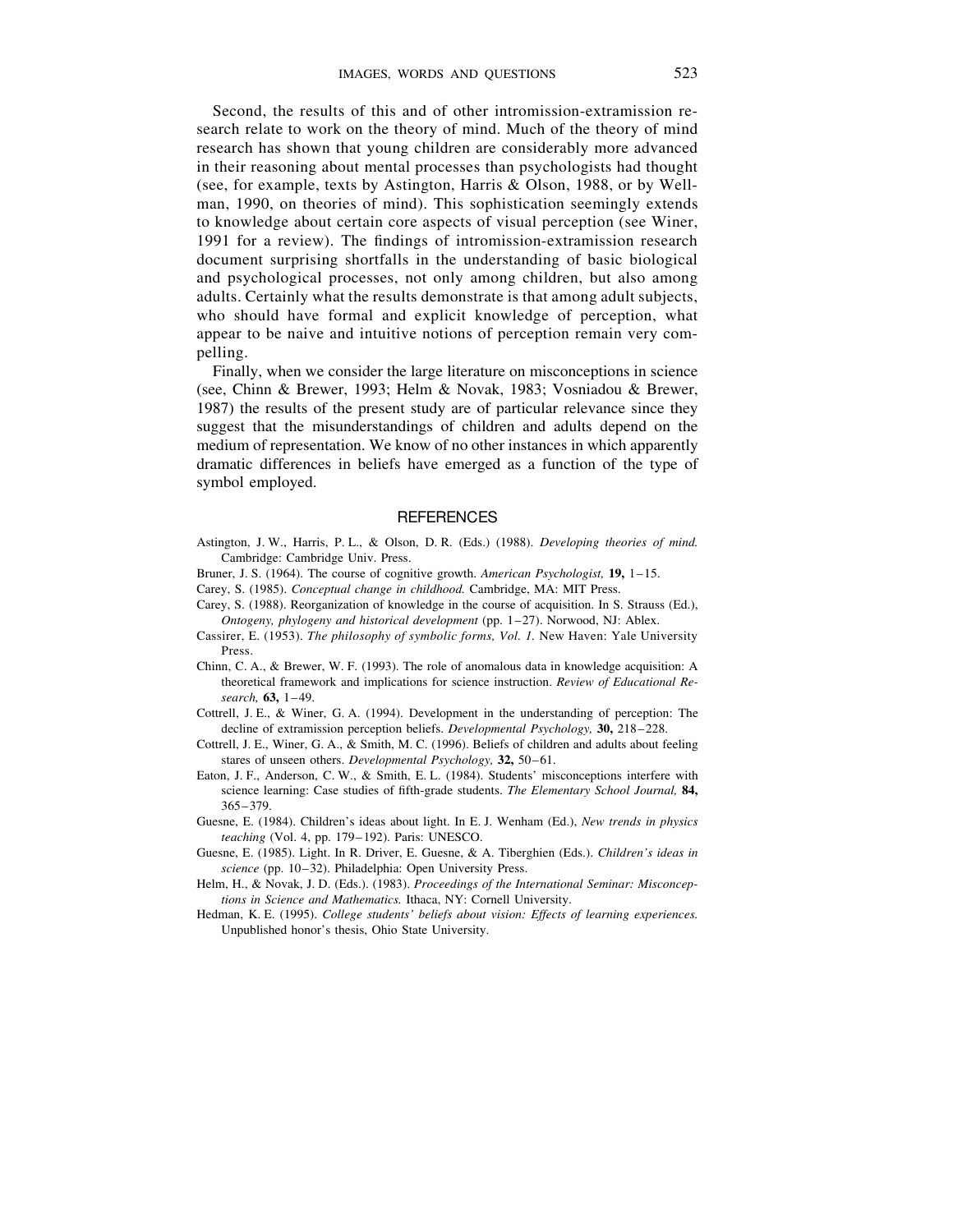Second, the results of this and of other intromission-extramission research relate to work on the theory of mind. Much of the theory of mind research has shown that young children are considerably more advanced in their reasoning about mental processes than psychologists had thought (see, for example, texts by Astington, Harris & Olson, 1988, or by Wellman, 1990, on theories of mind). This sophistication seemingly extends to knowledge about certain core aspects of visual perception (see Winer, 1991 for a review). The findings of intromission-extramission research document surprising shortfalls in the understanding of basic biological and psychological processes, not only among children, but also among adults. Certainly what the results demonstrate is that among adult subjects, who should have formal and explicit knowledge of perception, what appear to be naive and intuitive notions of perception remain very compelling.

Finally, when we consider the large literature on misconceptions in science (see, Chinn & Brewer, 1993; Helm & Novak, 1983; Vosniadou & Brewer, 1987) the results of the present study are of particular relevance since they suggest that the misunderstandings of children and adults depend on the medium of representation. We know of no other instances in which apparently dramatic differences in beliefs have emerged as a function of the type of symbol employed.

## REFERENCES

Astington, J. W., Harris, P. L., & Olson, D. R. (Eds.) (1988). *Developing theories of mind.* Cambridge: Cambridge Univ. Press.

Bruner, J. S. (1964). The course of cognitive growth. *American Psychologist,* **19,** 1–15.

Carey, S. (1985). *Conceptual change in childhood.* Cambridge, MA: MIT Press.

Carey, S. (1988). Reorganization of knowledge in the course of acquisition. In S. Strauss (Ed.), *Ontogeny, phylogeny and historical development* (pp. 1–27). Norwood, NJ: Ablex.

Cassirer, E. (1953). *The philosophy of symbolic forms, Vol. 1.* New Haven: Yale University Press.

Chinn, C. A., & Brewer, W. F. (1993). The role of anomalous data in knowledge acquisition: A theoretical framework and implications for science instruction. *Review of Educational Research,* **63,** 1–49.

Cottrell, J. E., & Winer, G. A. (1994). Development in the understanding of perception: The decline of extramission perception beliefs. *Developmental Psychology,* **30,** 218–228.

Cottrell, J. E., Winer, G. A., & Smith, M. C. (1996). Beliefs of children and adults about feeling stares of unseen others. *Developmental Psychology,* **32,** 50–61.

Eaton, J. F., Anderson, C. W., & Smith, E. L. (1984). Students' misconceptions interfere with science learning: Case studies of fifth-grade students. *The Elementary School Journal,* **84,** 365–379.

Guesne, E. (1984). Children's ideas about light. In E. J. Wenham (Ed.), *New trends in physics teaching* (Vol. 4, pp. 179–192). Paris: UNESCO.

Guesne, E. (1985). Light. In R. Driver, E. Guesne, & A. Tiberghien (Eds.). *Children's ideas in science* (pp. 10–32). Philadelphia: Open University Press.

Helm, H., & Novak, J. D. (Eds.). (1983). *Proceedings of the International Seminar: Misconceptions in Science and Mathematics.* Ithaca, NY: Cornell University.

Hedman, K. E. (1995). *College students' beliefs about vision: Effects of learning experiences.* Unpublished honor's thesis, Ohio State University.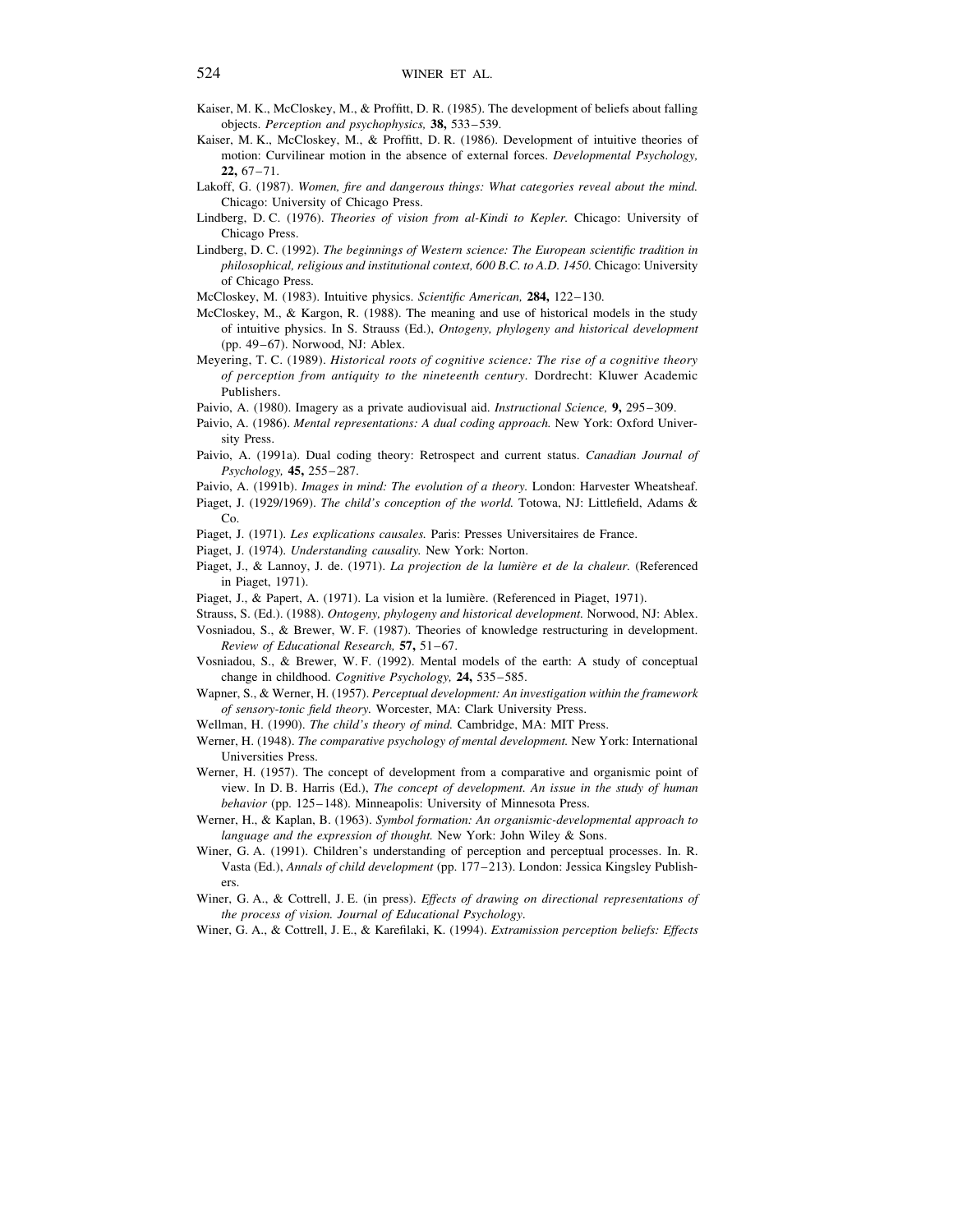Kaiser, M. K., McCloskey, M., & Proffitt, D. R. (1985). The development of beliefs about falling objects. *Perception and psychophysics,* **38,** 533–539.

Kaiser, M. K., McCloskey, M., & Proffitt, D. R. (1986). Development of intuitive theories of motion: Curvilinear motion in the absence of external forces. *Developmental Psychology,* **22,** 67–71.

Lakoff, G. (1987). *Women, fire and dangerous things: What categories reveal about the mind.* Chicago: University of Chicago Press.

Lindberg, D. C. (1976). *Theories of vision from al-Kindi to Kepler.* Chicago: University of Chicago Press.

Lindberg, D. C. (1992). *The beginnings of Western science: The European scientific tradition in philosophical, religious and institutional context, 600 B.C. to A.D. 1450.* Chicago: University of Chicago Press.

McCloskey, M. (1983). Intuitive physics. *Scientific American,* **284,** 122–130.

McCloskey, M., & Kargon, R. (1988). The meaning and use of historical models in the study of intuitive physics. In S. Strauss (Ed.), *Ontogeny, phylogeny and historical development* (pp. 49–67). Norwood, NJ: Ablex.

Meyering, T. C. (1989). *Historical roots of cognitive science: The rise of a cognitive theory of perception from antiquity to the nineteenth century.* Dordrecht: Kluwer Academic Publishers.

Paivio, A. (1980). Imagery as a private audiovisual aid. *Instructional Science,* **9,** 295–309.

Paivio, A. (1986). *Mental representations: A dual coding approach.* New York: Oxford University Press.

Paivio, A. (1991a). Dual coding theory: Retrospect and current status. *Canadian Journal of Psychology,* **45,** 255–287.

Paivio, A. (1991b). *Images in mind: The evolution of a theory.* London: Harvester Wheatsheaf.

Piaget, J. (1929/1969). *The child's conception of the world.* Totowa, NJ: Littlefield, Adams & Co.

Piaget, J. (1971). *Les explications causales.* Paris: Presses Universitaires de France.

Piaget, J. (1974). *Understanding causality.* New York: Norton.

Piaget, J., & Lannoy, J. de. (1971). *La projection de la lumière et de la chaleur.* (Referenced in Piaget, 1971).

Piaget, J., & Papert, A. (1971). La vision et la lumière. (Referenced in Piaget, 1971).

Strauss, S. (Ed.). (1988). *Ontogeny, phylogeny and historical development.* Norwood, NJ: Ablex.

Vosniadou, S., & Brewer, W. F. (1987). Theories of knowledge restructuring in development. *Review of Educational Research,* **57,** 51–67.

Vosniadou, S., & Brewer, W. F. (1992). Mental models of the earth: A study of conceptual change in childhood. *Cognitive Psychology,* **24,** 535–585.

Wapner, S., & Werner, H. (1957). *Perceptual development: An investigation within the framework of sensory-tonic field theory.* Worcester, MA: Clark University Press.

Wellman, H. (1990). *The child's theory of mind.* Cambridge, MA: MIT Press.

Werner, H. (1948). *The comparative psychology of mental development.* New York: International Universities Press.

Werner, H. (1957). The concept of development from a comparative and organismic point of view. In D. B. Harris (Ed.), *The concept of development. An issue in the study of human behavior* (pp. 125–148). Minneapolis: University of Minnesota Press.

Werner, H., & Kaplan, B. (1963). *Symbol formation: An organismic-developmental approach to language and the expression of thought.* New York: John Wiley & Sons.

Winer, G. A. (1991). Children's understanding of perception and perceptual processes. In. R. Vasta (Ed.), *Annals of child development* (pp. 177–213). London: Jessica Kingsley Publishers.

Winer, G. A., & Cottrell, J. E. (in press). *Effects of drawing on directional representations of the process of vision. Journal of Educational Psychology.*

Winer, G. A., & Cottrell, J. E., & Karefilaki, K. (1994). *Extramission perception beliefs: Effects*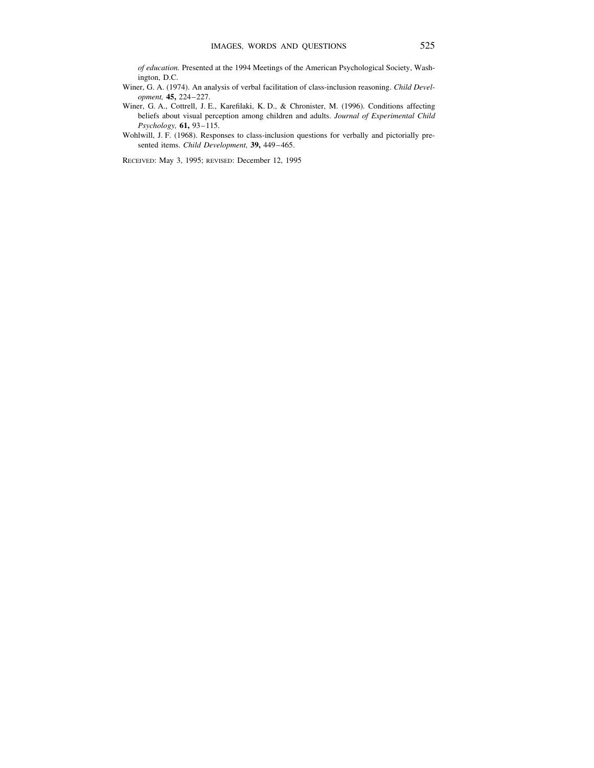*of education.* Presented at the 1994 Meetings of the American Psychological Society, Washington, D.C.

Winer, G. A. (1974). An analysis of verbal facilitation of class-inclusion reasoning. *Child Development,* **45,** 224–227.

Winer, G. A., Cottrell, J. E., Karefilaki, K. D., & Chronister, M. (1996). Conditions affecting beliefs about visual perception among children and adults. *Journal of Experimental Child Psychology,* **61,** 93–115.

Wohlwill, J. F. (1968). Responses to class-inclusion questions for verbally and pictorially presented items. *Child Development,* **39,** 449–465.

RECEIVED: May 3, 1995; REVISED: December 12, 1995